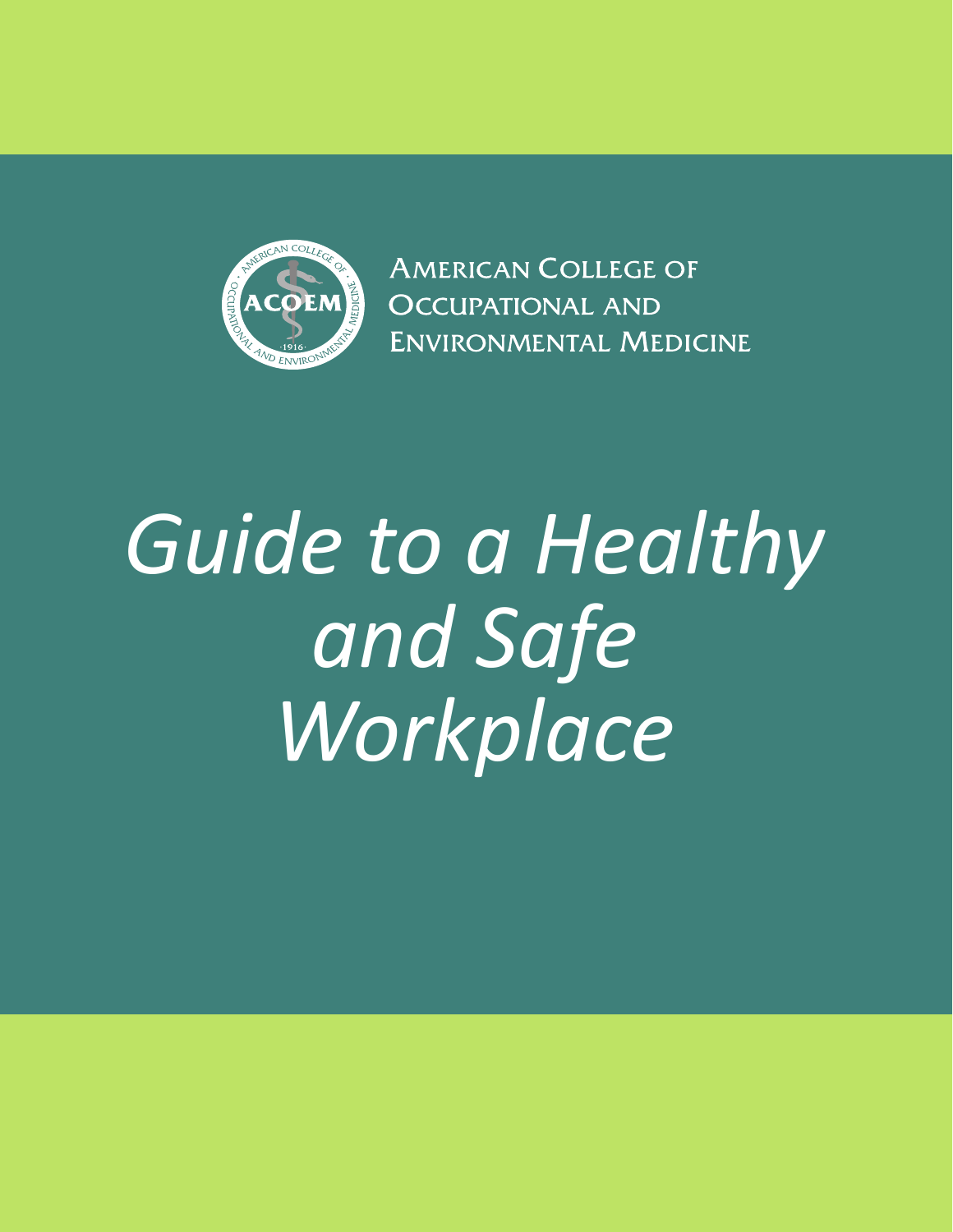American College of Occupational and Environmental Medicine

# *Guide to a Healthy and Safe Workplace*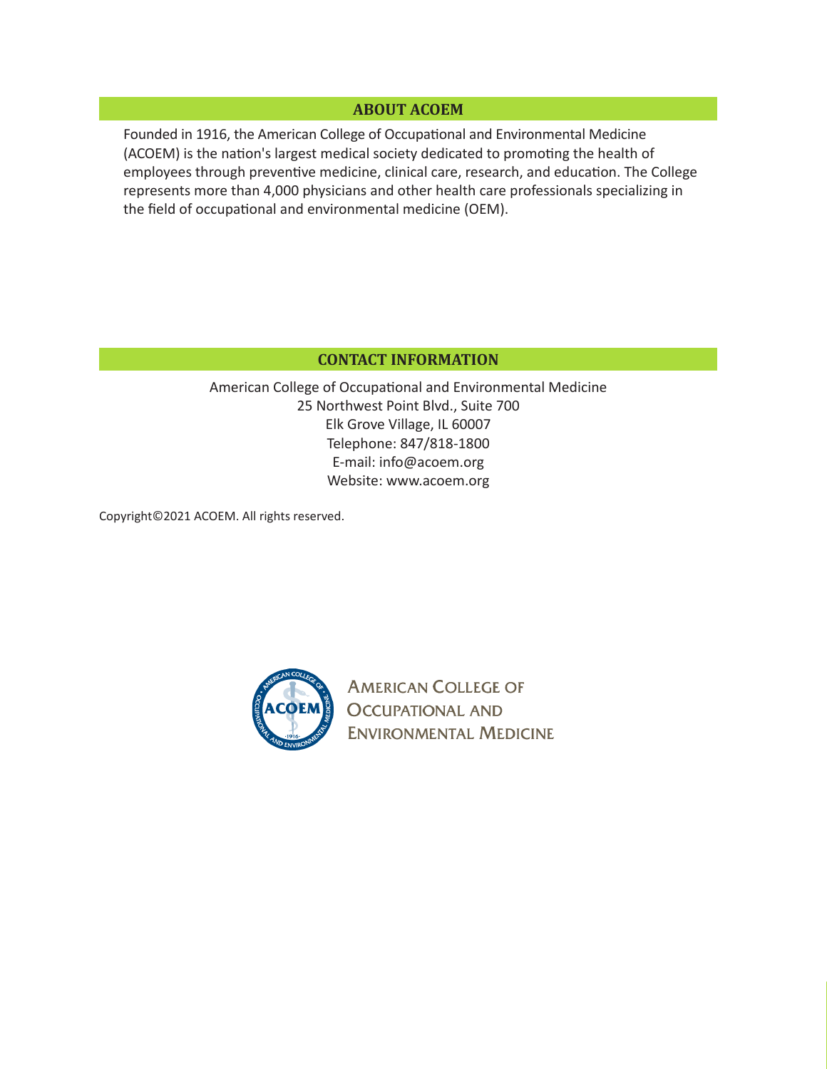## ABOUT ACOEM

Founded in 1916, the American College of Occupational and Environmental Medicine (ACOEM) is the nation's largest medical society dedicated to promoting the health of employees through preventive medicine, clinical care, research, and education. The College represents more than 4,000 physicians and other health care professionals specializing in the field of occupational and environmental medicine (OEM).

## CONTACT INFORMATION

American College of Occupational and Environmental Medicine
25 Northwest Point Blvd., Suite 700
Elk Grove Village, IL 60007
Telephone: 847/818-1800
E-mail: info@acoem.org
Website: www.acoem.org

Copyright©2021 ACOEM. All rights reserved.

AMERICAN COLLEGE OF
OCCUPATIONAL AND
ENVIRONMENTAL MEDICINE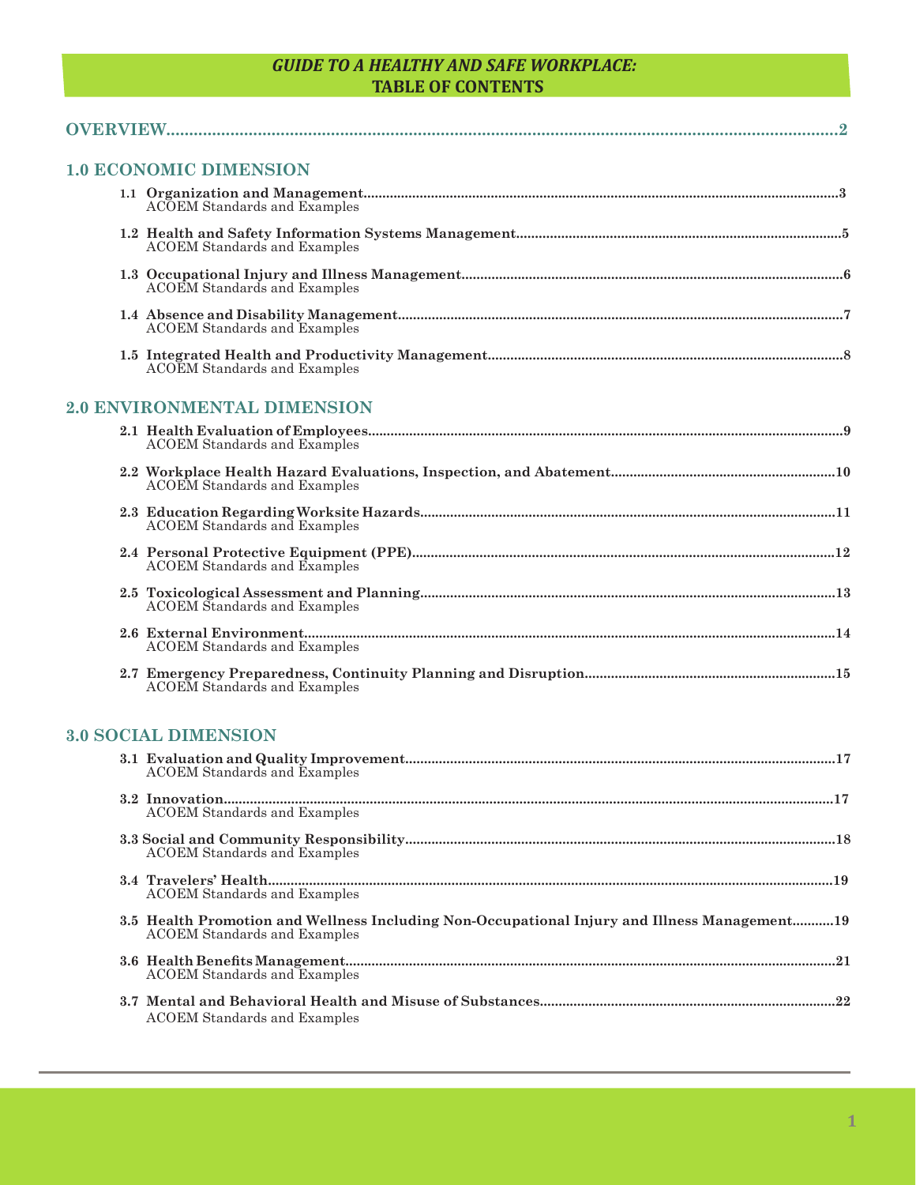# *GUIDE TO A HEALTHY AND SAFE WORKPLACE:* TABLE OF CONTENTS

**OVERVIEW** .......... 2

## 1.0 ECONOMIC DIMENSION

**1.1 Organization and Management** .......... 3
ACOEM Standards and Examples

**1.2 Health and Safety Information Systems Management** .......... 5
ACOEM Standards and Examples

**1.3 Occupational Injury and Illness Management** .......... 6
ACOEM Standards and Examples

**1.4 Absence and Disability Management** .......... 7
ACOEM Standards and Examples

**1.5 Integrated Health and Productivity Management** .......... 8
ACOEM Standards and Examples

## 2.0 ENVIRONMENTAL DIMENSION

**2.1 Health Evaluation of Employees** .......... 9
ACOEM Standards and Examples

**2.2 Workplace Health Hazard Evaluations, Inspection, and Abatement** .......... 10
ACOEM Standards and Examples

**2.3 Education Regarding Worksite Hazards** .......... 11
ACOEM Standards and Examples

**2.4 Personal Protective Equipment (PPE)** .......... 12
ACOEM Standards and Examples

**2.5 Toxicological Assessment and Planning** .......... 13
ACOEM Standards and Examples

**2.6 External Environment** .......... 14
ACOEM Standards and Examples

**2.7 Emergency Preparedness, Continuity Planning and Disruption** .......... 15
ACOEM Standards and Examples

## 3.0 SOCIAL DIMENSION

**3.1 Evaluation and Quality Improvement** .......... 17
ACOEM Standards and Examples

**3.2 Innovation** .......... 17
ACOEM Standards and Examples

**3.3 Social and Community Responsibility** .......... 18
ACOEM Standards and Examples

**3.4 Travelers' Health** .......... 19
ACOEM Standards and Examples

**3.5 Health Promotion and Wellness Including Non-Occupational Injury and Illness Management** .......... 19
ACOEM Standards and Examples

**3.6 Health Benefits Management** .......... 21
ACOEM Standards and Examples

**3.7 Mental and Behavioral Health and Misuse of Substances** .......... 22
ACOEM Standards and Examples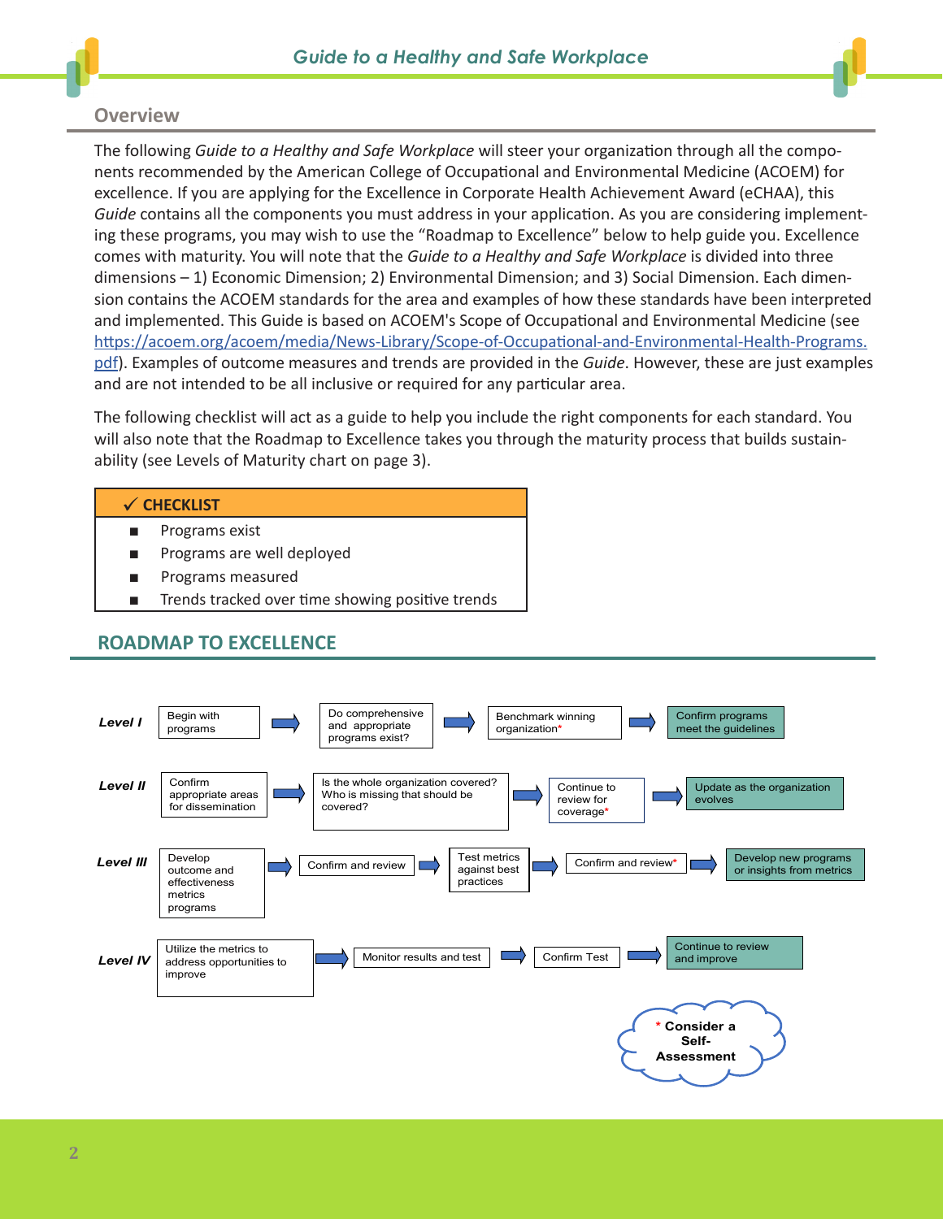## Overview

The following *Guide to a Healthy and Safe Workplace* will steer your organization through all the components recommended by the American College of Occupational and Environmental Medicine (ACOEM) for excellence. If you are applying for the Excellence in Corporate Health Achievement Award (eCHAA), this *Guide* contains all the components you must address in your application. As you are considering implementing these programs, you may wish to use the "Roadmap to Excellence" below to help guide you. Excellence comes with maturity. You will note that the *Guide to a Healthy and Safe Workplace* is divided into three dimensions – 1) Economic Dimension; 2) Environmental Dimension; and 3) Social Dimension. Each dimension contains the ACOEM standards for the area and examples of how these standards have been interpreted and implemented. This Guide is based on ACOEM's Scope of Occupational and Environmental Medicine (see https://acoem.org/acoem/media/News-Library/Scope-of-Occupational-and-Environmental-Health-Programs.pdf). Examples of outcome measures and trends are provided in the *Guide*. However, these are just examples and are not intended to be all inclusive or required for any particular area.

The following checklist will act as a guide to help you include the right components for each standard. You will also note that the Roadmap to Excellence takes you through the maturity process that builds sustainability (see Levels of Maturity chart on page 3).

**✓ CHECKLIST**

- Programs exist
- Programs are well deployed
- Programs measured
- Trends tracked over time showing positive trends

## ROADMAP TO EXCELLENCE

**Level I**
Begin with programs → Do comprehensive and appropriate programs exist? → Benchmark winning organization* → Confirm programs meet the guidelines

**Level II**
Confirm appropriate areas for dissemination → Is the whole organization covered? Who is missing that should be covered? → Continue to review for coverage* → Update as the organization evolves

**Level III**
Develop outcome and effectiveness metrics programs → Confirm and review → Test metrics against best practices → Confirm and review* → Develop new programs or insights from metrics

**Level IV**
Utilize the metrics to address opportunities to improve → Monitor results and test → Confirm Test → Continue to review and improve

* Consider a Self-Assessment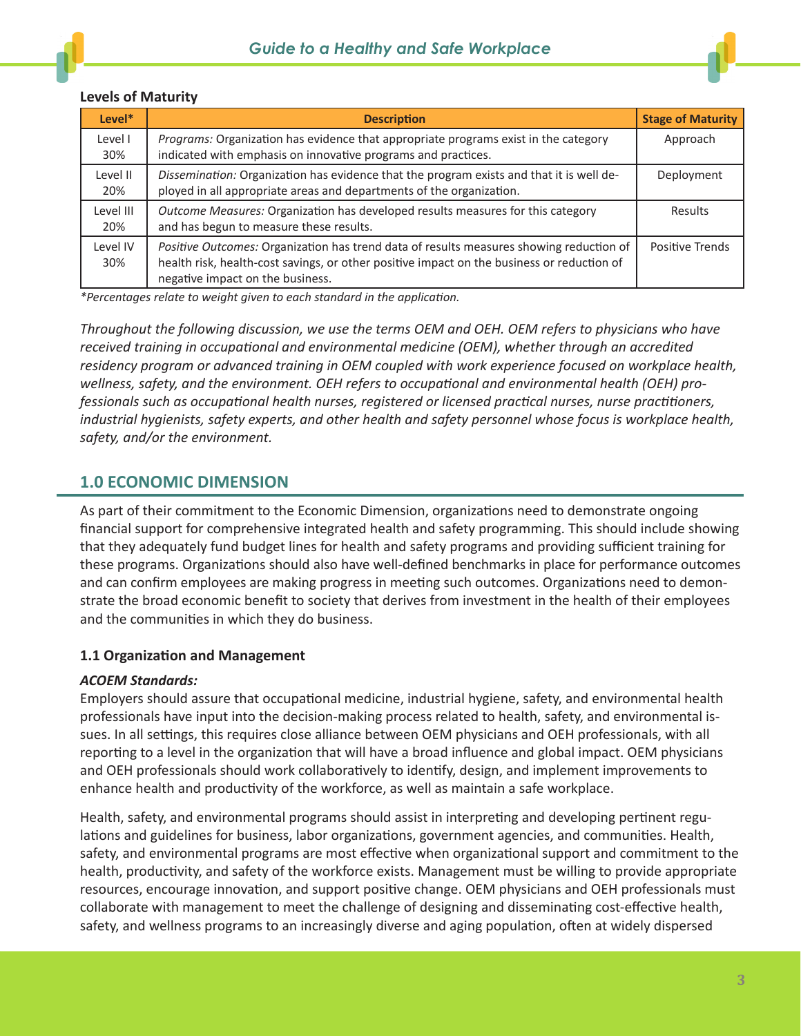**Levels of Maturity**

| Level* | Description | Stage of Maturity |
|---|---|---|
| Level I 30% | *Programs:* Organization has evidence that appropriate programs exist in the category indicated with emphasis on innovative programs and practices. | Approach |
| Level II 20% | *Dissemination:* Organization has evidence that the program exists and that it is well deployed in all appropriate areas and departments of the organization. | Deployment |
| Level III 20% | *Outcome Measures:* Organization has developed results measures for this category and has begun to measure these results. | Results |
| Level IV 30% | *Positive Outcomes:* Organization has trend data of results measures showing reduction of health risk, health-cost savings, or other positive impact on the business or reduction of negative impact on the business. | Positive Trends |

*\*Percentages relate to weight given to each standard in the application.*

*Throughout the following discussion, we use the terms OEM and OEH. OEM refers to physicians who have received training in occupational and environmental medicine (OEM), whether through an accredited residency program or advanced training in OEM coupled with work experience focused on workplace health, wellness, safety, and the environment. OEH refers to occupational and environmental health (OEH) professionals such as occupational health nurses, registered or licensed practical nurses, nurse practitioners, industrial hygienists, safety experts, and other health and safety personnel whose focus is workplace health, safety, and/or the environment.*

## 1.0 ECONOMIC DIMENSION

As part of their commitment to the Economic Dimension, organizations need to demonstrate ongoing financial support for comprehensive integrated health and safety programming. This should include showing that they adequately fund budget lines for health and safety programs and providing sufficient training for these programs. Organizations should also have well-defined benchmarks in place for performance outcomes and can confirm employees are making progress in meeting such outcomes. Organizations need to demonstrate the broad economic benefit to society that derives from investment in the health of their employees and the communities in which they do business.

### 1.1 Organization and Management

***ACOEM Standards:***

Employers should assure that occupational medicine, industrial hygiene, safety, and environmental health professionals have input into the decision-making process related to health, safety, and environmental issues. In all settings, this requires close alliance between OEM physicians and OEH professionals, with all reporting to a level in the organization that will have a broad influence and global impact. OEM physicians and OEH professionals should work collaboratively to identify, design, and implement improvements to enhance health and productivity of the workforce, as well as maintain a safe workplace.

Health, safety, and environmental programs should assist in interpreting and developing pertinent regulations and guidelines for business, labor organizations, government agencies, and communities. Health, safety, and environmental programs are most effective when organizational support and commitment to the health, productivity, and safety of the workforce exists. Management must be willing to provide appropriate resources, encourage innovation, and support positive change. OEM physicians and OEH professionals must collaborate with management to meet the challenge of designing and disseminating cost-effective health, safety, and wellness programs to an increasingly diverse and aging population, often at widely dispersed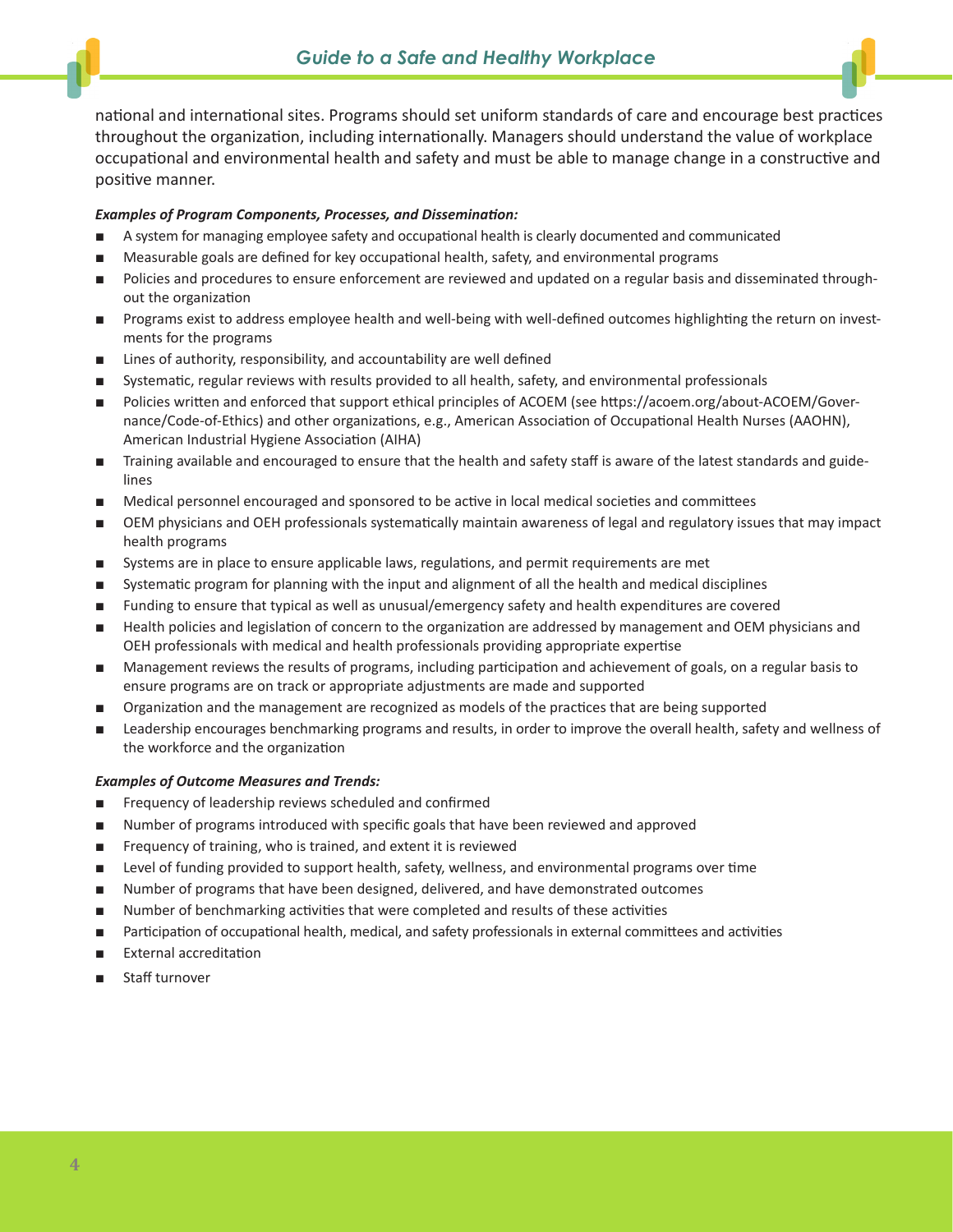national and international sites. Programs should set uniform standards of care and encourage best practices throughout the organization, including internationally. Managers should understand the value of workplace occupational and environmental health and safety and must be able to manage change in a constructive and positive manner.

***Examples of Program Components, Processes, and Dissemination:***

- A system for managing employee safety and occupational health is clearly documented and communicated
- Measurable goals are defined for key occupational health, safety, and environmental programs
- Policies and procedures to ensure enforcement are reviewed and updated on a regular basis and disseminated throughout the organization
- Programs exist to address employee health and well-being with well-defined outcomes highlighting the return on investments for the programs
- Lines of authority, responsibility, and accountability are well defined
- Systematic, regular reviews with results provided to all health, safety, and environmental professionals
- Policies written and enforced that support ethical principles of ACOEM (see https://acoem.org/about-ACOEM/Governance/Code-of-Ethics) and other organizations, e.g., American Association of Occupational Health Nurses (AAOHN), American Industrial Hygiene Association (AIHA)
- Training available and encouraged to ensure that the health and safety staff is aware of the latest standards and guidelines
- Medical personnel encouraged and sponsored to be active in local medical societies and committees
- OEM physicians and OEH professionals systematically maintain awareness of legal and regulatory issues that may impact health programs
- Systems are in place to ensure applicable laws, regulations, and permit requirements are met
- Systematic program for planning with the input and alignment of all the health and medical disciplines
- Funding to ensure that typical as well as unusual/emergency safety and health expenditures are covered
- Health policies and legislation of concern to the organization are addressed by management and OEM physicians and OEH professionals with medical and health professionals providing appropriate expertise
- Management reviews the results of programs, including participation and achievement of goals, on a regular basis to ensure programs are on track or appropriate adjustments are made and supported
- Organization and the management are recognized as models of the practices that are being supported
- Leadership encourages benchmarking programs and results, in order to improve the overall health, safety and wellness of the workforce and the organization

***Examples of Outcome Measures and Trends:***

- Frequency of leadership reviews scheduled and confirmed
- Number of programs introduced with specific goals that have been reviewed and approved
- Frequency of training, who is trained, and extent it is reviewed
- Level of funding provided to support health, safety, wellness, and environmental programs over time
- Number of programs that have been designed, delivered, and have demonstrated outcomes
- Number of benchmarking activities that were completed and results of these activities
- Participation of occupational health, medical, and safety professionals in external committees and activities
- External accreditation
- Staff turnover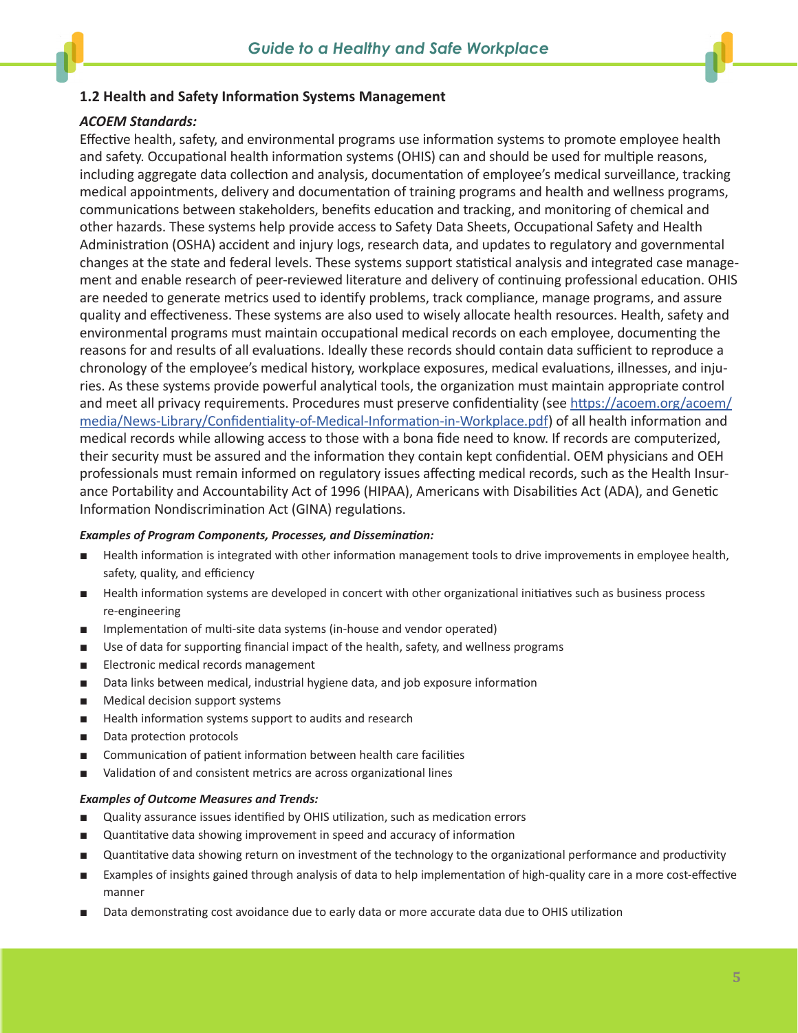### 1.2 Health and Safety Information Systems Management

***ACOEM Standards:***

Effective health, safety, and environmental programs use information systems to promote employee health and safety. Occupational health information systems (OHIS) can and should be used for multiple reasons, including aggregate data collection and analysis, documentation of employee's medical surveillance, tracking medical appointments, delivery and documentation of training programs and health and wellness programs, communications between stakeholders, benefits education and tracking, and monitoring of chemical and other hazards. These systems help provide access to Safety Data Sheets, Occupational Safety and Health Administration (OSHA) accident and injury logs, research data, and updates to regulatory and governmental changes at the state and federal levels. These systems support statistical analysis and integrated case management and enable research of peer-reviewed literature and delivery of continuing professional education. OHIS are needed to generate metrics used to identify problems, track compliance, manage programs, and assure quality and effectiveness. These systems are also used to wisely allocate health resources. Health, safety and environmental programs must maintain occupational medical records on each employee, documenting the reasons for and results of all evaluations. Ideally these records should contain data sufficient to reproduce a chronology of the employee's medical history, workplace exposures, medical evaluations, illnesses, and injuries. As these systems provide powerful analytical tools, the organization must maintain appropriate control and meet all privacy requirements. Procedures must preserve confidentiality (see https://acoem.org/acoem/media/News-Library/Confidentiality-of-Medical-Information-in-Workplace.pdf) of all health information and medical records while allowing access to those with a bona fide need to know. If records are computerized, their security must be assured and the information they contain kept confidential. OEM physicians and OEH professionals must remain informed on regulatory issues affecting medical records, such as the Health Insurance Portability and Accountability Act of 1996 (HIPAA), Americans with Disabilities Act (ADA), and Genetic Information Nondiscrimination Act (GINA) regulations.

***Examples of Program Components, Processes, and Dissemination:***

- Health information is integrated with other information management tools to drive improvements in employee health, safety, quality, and efficiency
- Health information systems are developed in concert with other organizational initiatives such as business process re-engineering
- Implementation of multi-site data systems (in-house and vendor operated)
- Use of data for supporting financial impact of the health, safety, and wellness programs
- Electronic medical records management
- Data links between medical, industrial hygiene data, and job exposure information
- Medical decision support systems
- Health information systems support to audits and research
- Data protection protocols
- Communication of patient information between health care facilities
- Validation of and consistent metrics are across organizational lines

***Examples of Outcome Measures and Trends:***

- Quality assurance issues identified by OHIS utilization, such as medication errors
- Quantitative data showing improvement in speed and accuracy of information
- Quantitative data showing return on investment of the technology to the organizational performance and productivity
- Examples of insights gained through analysis of data to help implementation of high-quality care in a more cost-effective manner
- Data demonstrating cost avoidance due to early data or more accurate data due to OHIS utilization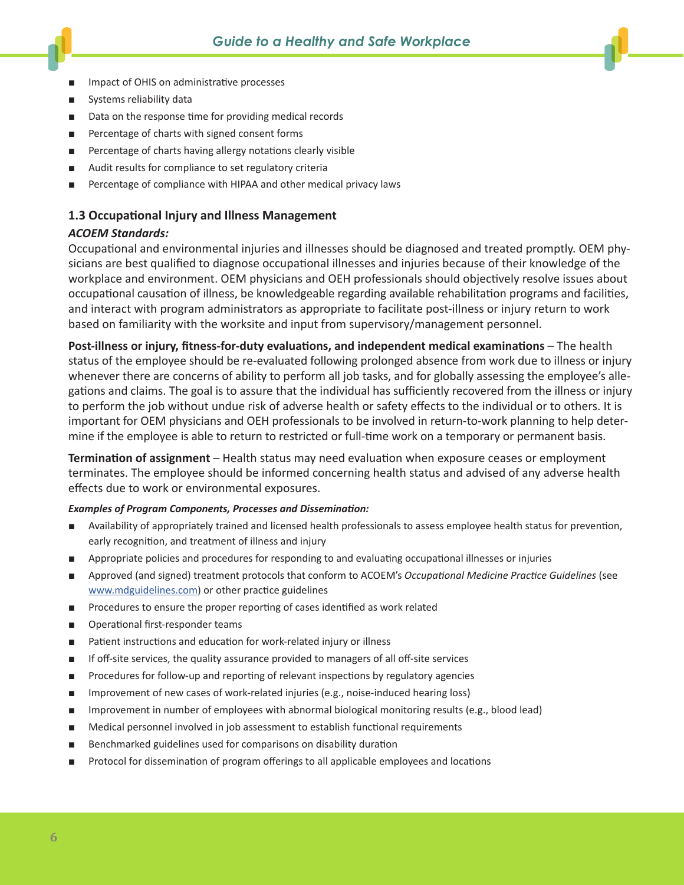- Impact of OHIS on administrative processes
- Systems reliability data
- Data on the response time for providing medical records
- Percentage of charts with signed consent forms
- Percentage of charts having allergy notations clearly visible
- Audit results for compliance to set regulatory criteria
- Percentage of compliance with HIPAA and other medical privacy laws

### 1.3 Occupational Injury and Illness Management

***ACOEM Standards:***

Occupational and environmental injuries and illnesses should be diagnosed and treated promptly. OEM physicians are best qualified to diagnose occupational illnesses and injuries because of their knowledge of the workplace and environment. OEM physicians and OEH professionals should objectively resolve issues about occupational causation of illness, be knowledgeable regarding available rehabilitation programs and facilities, and interact with program administrators as appropriate to facilitate post-illness or injury return to work based on familiarity with the worksite and input from supervisory/management personnel.

**Post-illness or injury, fitness-for-duty evaluations, and independent medical examinations** – The health status of the employee should be re-evaluated following prolonged absence from work due to illness or injury whenever there are concerns of ability to perform all job tasks, and for globally assessing the employee's allegations and claims. The goal is to assure that the individual has sufficiently recovered from the illness or injury to perform the job without undue risk of adverse health or safety effects to the individual or to others. It is important for OEM physicians and OEH professionals to be involved in return-to-work planning to help determine if the employee is able to return to restricted or full-time work on a temporary or permanent basis.

**Termination of assignment** – Health status may need evaluation when exposure ceases or employment terminates. The employee should be informed concerning health status and advised of any adverse health effects due to work or environmental exposures.

***Examples of Program Components, Processes and Dissemination:***

- Availability of appropriately trained and licensed health professionals to assess employee health status for prevention, early recognition, and treatment of illness and injury
- Appropriate policies and procedures for responding to and evaluating occupational illnesses or injuries
- Approved (and signed) treatment protocols that conform to ACOEM's *Occupational Medicine Practice Guidelines* (see www.mdguidelines.com) or other practice guidelines
- Procedures to ensure the proper reporting of cases identified as work related
- Operational first-responder teams
- Patient instructions and education for work-related injury or illness
- If off-site services, the quality assurance provided to managers of all off-site services
- Procedures for follow-up and reporting of relevant inspections by regulatory agencies
- Improvement of new cases of work-related injuries (e.g., noise-induced hearing loss)
- Improvement in number of employees with abnormal biological monitoring results (e.g., blood lead)
- Medical personnel involved in job assessment to establish functional requirements
- Benchmarked guidelines used for comparisons on disability duration
- Protocol for dissemination of program offerings to all applicable employees and locations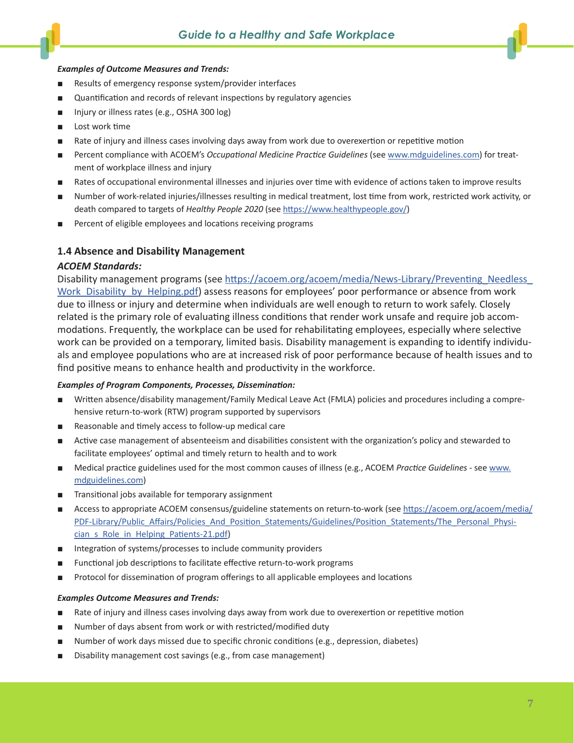***Examples of Outcome Measures and Trends:***

- Results of emergency response system/provider interfaces
- Quantification and records of relevant inspections by regulatory agencies
- Injury or illness rates (e.g., OSHA 300 log)
- Lost work time
- Rate of injury and illness cases involving days away from work due to overexertion or repetitive motion
- Percent compliance with ACOEM's *Occupational Medicine Practice Guidelines* (see www.mdguidelines.com) for treatment of workplace illness and injury
- Rates of occupational environmental illnesses and injuries over time with evidence of actions taken to improve results
- Number of work-related injuries/illnesses resulting in medical treatment, lost time from work, restricted work activity, or death compared to targets of *Healthy People 2020* (see https://www.healthypeople.gov/)
- Percent of eligible employees and locations receiving programs

### 1.4 Absence and Disability Management

***ACOEM Standards:***

Disability management programs (see https://acoem.org/acoem/media/News-Library/Preventing_Needless_Work_Disability_by_Helping.pdf) assess reasons for employees' poor performance or absence from work due to illness or injury and determine when individuals are well enough to return to work safely. Closely related is the primary role of evaluating illness conditions that render work unsafe and require job accommodations. Frequently, the workplace can be used for rehabilitating employees, especially where selective work can be provided on a temporary, limited basis. Disability management is expanding to identify individuals and employee populations who are at increased risk of poor performance because of health issues and to find positive means to enhance health and productivity in the workforce.

***Examples of Program Components, Processes, Dissemination:***

- Written absence/disability management/Family Medical Leave Act (FMLA) policies and procedures including a comprehensive return-to-work (RTW) program supported by supervisors
- Reasonable and timely access to follow-up medical care
- Active case management of absenteeism and disabilities consistent with the organization's policy and stewarded to facilitate employees' optimal and timely return to health and to work
- Medical practice guidelines used for the most common causes of illness (e.g., ACOEM *Practice Guidelines* - see www.mdguidelines.com)
- Transitional jobs available for temporary assignment
- Access to appropriate ACOEM consensus/guideline statements on return-to-work (see https://acoem.org/acoem/media/PDF-Library/Public_Affairs/Policies_And_Position_Statements/Guidelines/Position_Statements/The_Personal_Physician_s_Role_in_Helping_Patients-21.pdf)
- Integration of systems/processes to include community providers
- Functional job descriptions to facilitate effective return-to-work programs
- Protocol for dissemination of program offerings to all applicable employees and locations

***Examples Outcome Measures and Trends:***

- Rate of injury and illness cases involving days away from work due to overexertion or repetitive motion
- Number of days absent from work or with restricted/modified duty
- Number of work days missed due to specific chronic conditions (e.g., depression, diabetes)
- Disability management cost savings (e.g., from case management)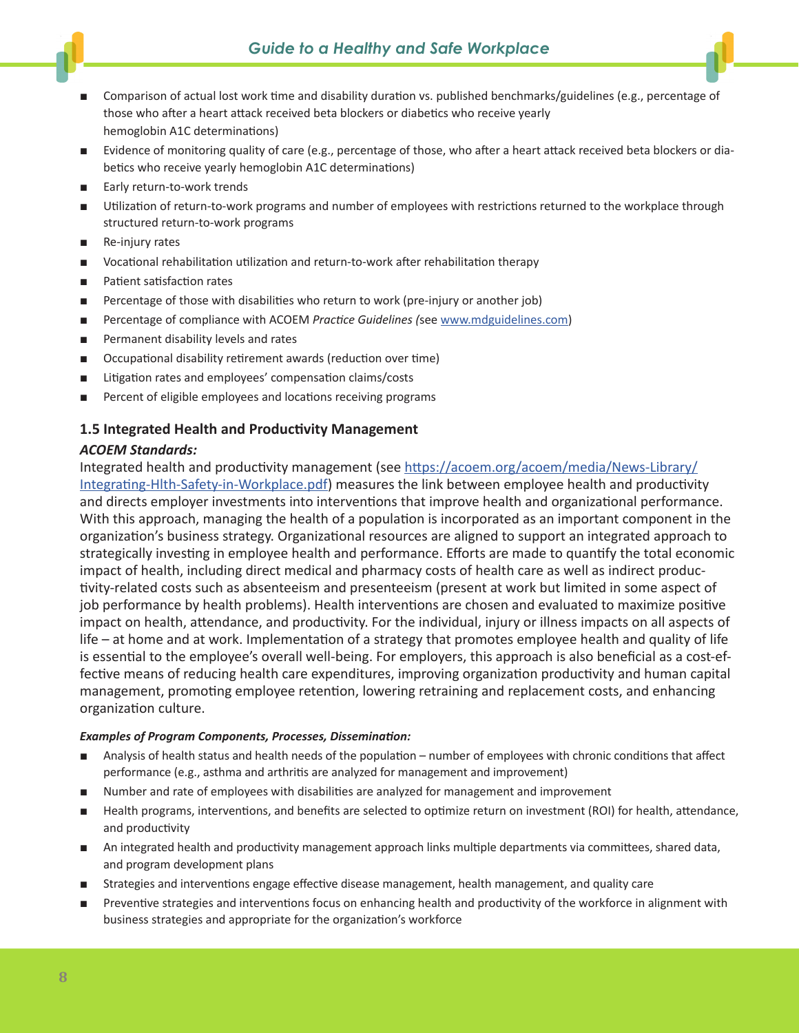- Comparison of actual lost work time and disability duration vs. published benchmarks/guidelines (e.g., percentage of those who after a heart attack received beta blockers or diabetics who receive yearly hemoglobin A1C determinations)
- Evidence of monitoring quality of care (e.g., percentage of those, who after a heart attack received beta blockers or diabetics who receive yearly hemoglobin A1C determinations)
- Early return-to-work trends
- Utilization of return-to-work programs and number of employees with restrictions returned to the workplace through structured return-to-work programs
- Re-injury rates
- Vocational rehabilitation utilization and return-to-work after rehabilitation therapy
- Patient satisfaction rates
- Percentage of those with disabilities who return to work (pre-injury or another job)
- Percentage of compliance with ACOEM *Practice Guidelines (*see [www.mdguidelines.com](www.mdguidelines.com))
- Permanent disability levels and rates
- Occupational disability retirement awards (reduction over time)
- Litigation rates and employees' compensation claims/costs
- Percent of eligible employees and locations receiving programs

### 1.5 Integrated Health and Productivity Management

***ACOEM Standards:***

Integrated health and productivity management (see [https://acoem.org/acoem/media/News-Library/Integrating-Hlth-Safety-in-Workplace.pdf](https://acoem.org/acoem/media/News-Library/Integrating-Hlth-Safety-in-Workplace.pdf)) measures the link between employee health and productivity and directs employer investments into interventions that improve health and organizational performance. With this approach, managing the health of a population is incorporated as an important component in the organization's business strategy. Organizational resources are aligned to support an integrated approach to strategically investing in employee health and performance. Efforts are made to quantify the total economic impact of health, including direct medical and pharmacy costs of health care as well as indirect productivity-related costs such as absenteeism and presenteeism (present at work but limited in some aspect of job performance by health problems). Health interventions are chosen and evaluated to maximize positive impact on health, attendance, and productivity. For the individual, injury or illness impacts on all aspects of life – at home and at work. Implementation of a strategy that promotes employee health and quality of life is essential to the employee's overall well-being. For employers, this approach is also beneficial as a cost-effective means of reducing health care expenditures, improving organization productivity and human capital management, promoting employee retention, lowering retraining and replacement costs, and enhancing organization culture.

***Examples of Program Components, Processes, Dissemination:***

- Analysis of health status and health needs of the population – number of employees with chronic conditions that affect performance (e.g., asthma and arthritis are analyzed for management and improvement)
- Number and rate of employees with disabilities are analyzed for management and improvement
- Health programs, interventions, and benefits are selected to optimize return on investment (ROI) for health, attendance, and productivity
- An integrated health and productivity management approach links multiple departments via committees, shared data, and program development plans
- Strategies and interventions engage effective disease management, health management, and quality care
- Preventive strategies and interventions focus on enhancing health and productivity of the workforce in alignment with business strategies and appropriate for the organization's workforce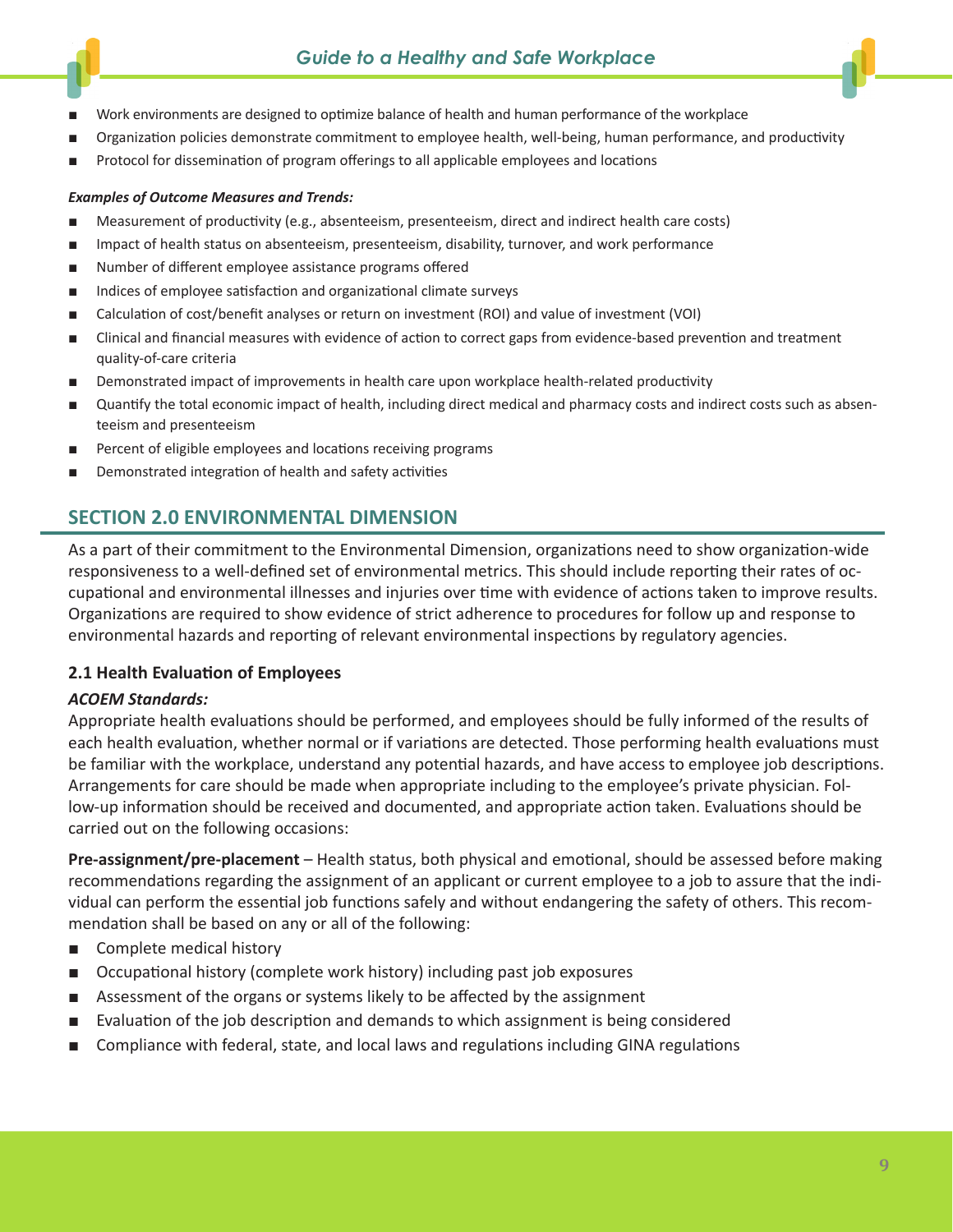- Work environments are designed to optimize balance of health and human performance of the workplace
- Organization policies demonstrate commitment to employee health, well-being, human performance, and productivity
- Protocol for dissemination of program offerings to all applicable employees and locations

***Examples of Outcome Measures and Trends:***

- Measurement of productivity (e.g., absenteeism, presenteeism, direct and indirect health care costs)
- Impact of health status on absenteeism, presenteeism, disability, turnover, and work performance
- Number of different employee assistance programs offered
- Indices of employee satisfaction and organizational climate surveys
- Calculation of cost/benefit analyses or return on investment (ROI) and value of investment (VOI)
- Clinical and financial measures with evidence of action to correct gaps from evidence-based prevention and treatment quality-of-care criteria
- Demonstrated impact of improvements in health care upon workplace health-related productivity
- Quantify the total economic impact of health, including direct medical and pharmacy costs and indirect costs such as absenteeism and presenteeism
- Percent of eligible employees and locations receiving programs
- Demonstrated integration of health and safety activities

## SECTION 2.0 ENVIRONMENTAL DIMENSION

As a part of their commitment to the Environmental Dimension, organizations need to show organization-wide responsiveness to a well-defined set of environmental metrics. This should include reporting their rates of occupational and environmental illnesses and injuries over time with evidence of actions taken to improve results. Organizations are required to show evidence of strict adherence to procedures for follow up and response to environmental hazards and reporting of relevant environmental inspections by regulatory agencies.

### 2.1 Health Evaluation of Employees

***ACOEM Standards:***

Appropriate health evaluations should be performed, and employees should be fully informed of the results of each health evaluation, whether normal or if variations are detected. Those performing health evaluations must be familiar with the workplace, understand any potential hazards, and have access to employee job descriptions. Arrangements for care should be made when appropriate including to the employee's private physician. Follow-up information should be received and documented, and appropriate action taken. Evaluations should be carried out on the following occasions:

**Pre-assignment/pre-placement** – Health status, both physical and emotional, should be assessed before making recommendations regarding the assignment of an applicant or current employee to a job to assure that the individual can perform the essential job functions safely and without endangering the safety of others. This recommendation shall be based on any or all of the following:

- Complete medical history
- Occupational history (complete work history) including past job exposures
- Assessment of the organs or systems likely to be affected by the assignment
- Evaluation of the job description and demands to which assignment is being considered
- Compliance with federal, state, and local laws and regulations including GINA regulations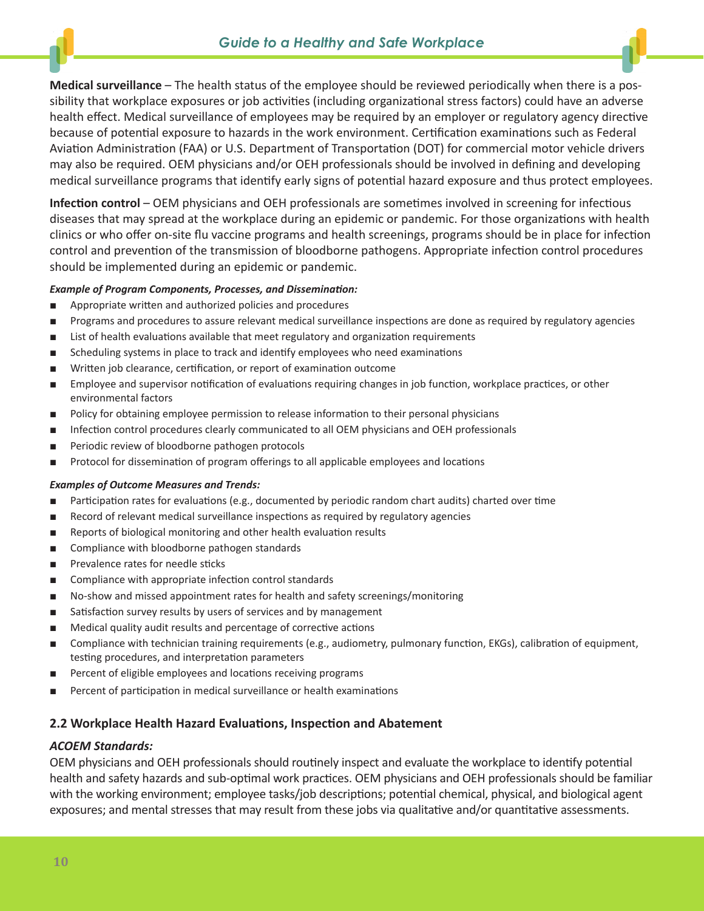**Medical surveillance** – The health status of the employee should be reviewed periodically when there is a possibility that workplace exposures or job activities (including organizational stress factors) could have an adverse health effect. Medical surveillance of employees may be required by an employer or regulatory agency directive because of potential exposure to hazards in the work environment. Certification examinations such as Federal Aviation Administration (FAA) or U.S. Department of Transportation (DOT) for commercial motor vehicle drivers may also be required. OEM physicians and/or OEH professionals should be involved in defining and developing medical surveillance programs that identify early signs of potential hazard exposure and thus protect employees.

**Infection control** – OEM physicians and OEH professionals are sometimes involved in screening for infectious diseases that may spread at the workplace during an epidemic or pandemic. For those organizations with health clinics or who offer on-site flu vaccine programs and health screenings, programs should be in place for infection control and prevention of the transmission of bloodborne pathogens. Appropriate infection control procedures should be implemented during an epidemic or pandemic.

***Example of Program Components, Processes, and Dissemination:***

- Appropriate written and authorized policies and procedures
- Programs and procedures to assure relevant medical surveillance inspections are done as required by regulatory agencies
- List of health evaluations available that meet regulatory and organization requirements
- Scheduling systems in place to track and identify employees who need examinations
- Written job clearance, certification, or report of examination outcome
- Employee and supervisor notification of evaluations requiring changes in job function, workplace practices, or other environmental factors
- Policy for obtaining employee permission to release information to their personal physicians
- Infection control procedures clearly communicated to all OEM physicians and OEH professionals
- Periodic review of bloodborne pathogen protocols
- Protocol for dissemination of program offerings to all applicable employees and locations

***Examples of Outcome Measures and Trends:***

- Participation rates for evaluations (e.g., documented by periodic random chart audits) charted over time
- Record of relevant medical surveillance inspections as required by regulatory agencies
- Reports of biological monitoring and other health evaluation results
- Compliance with bloodborne pathogen standards
- Prevalence rates for needle sticks
- Compliance with appropriate infection control standards
- No-show and missed appointment rates for health and safety screenings/monitoring
- Satisfaction survey results by users of services and by management
- Medical quality audit results and percentage of corrective actions
- Compliance with technician training requirements (e.g., audiometry, pulmonary function, EKGs), calibration of equipment, testing procedures, and interpretation parameters
- Percent of eligible employees and locations receiving programs
- Percent of participation in medical surveillance or health examinations

### 2.2 Workplace Health Hazard Evaluations, Inspection and Abatement

***ACOEM Standards:***

OEM physicians and OEH professionals should routinely inspect and evaluate the workplace to identify potential health and safety hazards and sub-optimal work practices. OEM physicians and OEH professionals should be familiar with the working environment; employee tasks/job descriptions; potential chemical, physical, and biological agent exposures; and mental stresses that may result from these jobs via qualitative and/or quantitative assessments.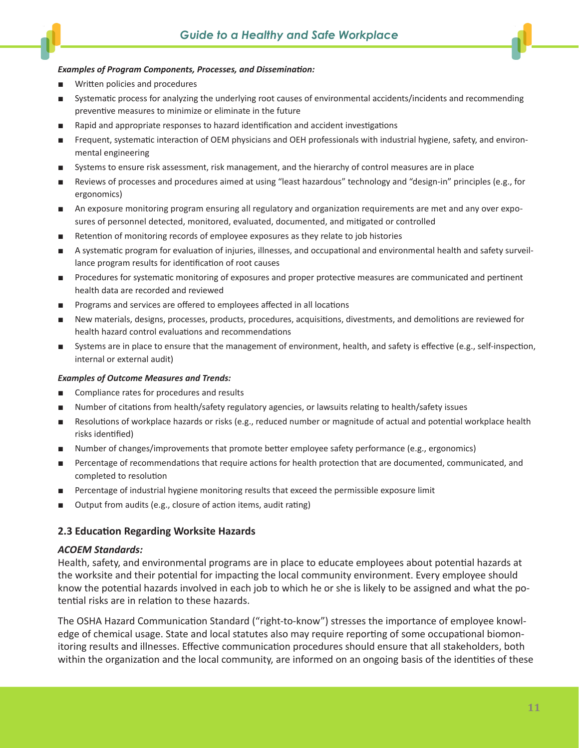***Examples of Program Components, Processes, and Dissemination:***

- Written policies and procedures
- Systematic process for analyzing the underlying root causes of environmental accidents/incidents and recommending preventive measures to minimize or eliminate in the future
- Rapid and appropriate responses to hazard identification and accident investigations
- Frequent, systematic interaction of OEM physicians and OEH professionals with industrial hygiene, safety, and environmental engineering
- Systems to ensure risk assessment, risk management, and the hierarchy of control measures are in place
- Reviews of processes and procedures aimed at using "least hazardous" technology and "design-in" principles (e.g., for ergonomics)
- An exposure monitoring program ensuring all regulatory and organization requirements are met and any over exposures of personnel detected, monitored, evaluated, documented, and mitigated or controlled
- Retention of monitoring records of employee exposures as they relate to job histories
- A systematic program for evaluation of injuries, illnesses, and occupational and environmental health and safety surveillance program results for identification of root causes
- Procedures for systematic monitoring of exposures and proper protective measures are communicated and pertinent health data are recorded and reviewed
- Programs and services are offered to employees affected in all locations
- New materials, designs, processes, products, procedures, acquisitions, divestments, and demolitions are reviewed for health hazard control evaluations and recommendations
- Systems are in place to ensure that the management of environment, health, and safety is effective (e.g., self-inspection, internal or external audit)

***Examples of Outcome Measures and Trends:***

- Compliance rates for procedures and results
- Number of citations from health/safety regulatory agencies, or lawsuits relating to health/safety issues
- Resolutions of workplace hazards or risks (e.g., reduced number or magnitude of actual and potential workplace health risks identified)
- Number of changes/improvements that promote better employee safety performance (e.g., ergonomics)
- Percentage of recommendations that require actions for health protection that are documented, communicated, and completed to resolution
- Percentage of industrial hygiene monitoring results that exceed the permissible exposure limit
- Output from audits (e.g., closure of action items, audit rating)

### 2.3 Education Regarding Worksite Hazards

***ACOEM Standards:***

Health, safety, and environmental programs are in place to educate employees about potential hazards at the worksite and their potential for impacting the local community environment. Every employee should know the potential hazards involved in each job to which he or she is likely to be assigned and what the potential risks are in relation to these hazards.

The OSHA Hazard Communication Standard ("right-to-know") stresses the importance of employee knowledge of chemical usage. State and local statutes also may require reporting of some occupational biomonitoring results and illnesses. Effective communication procedures should ensure that all stakeholders, both within the organization and the local community, are informed on an ongoing basis of the identities of these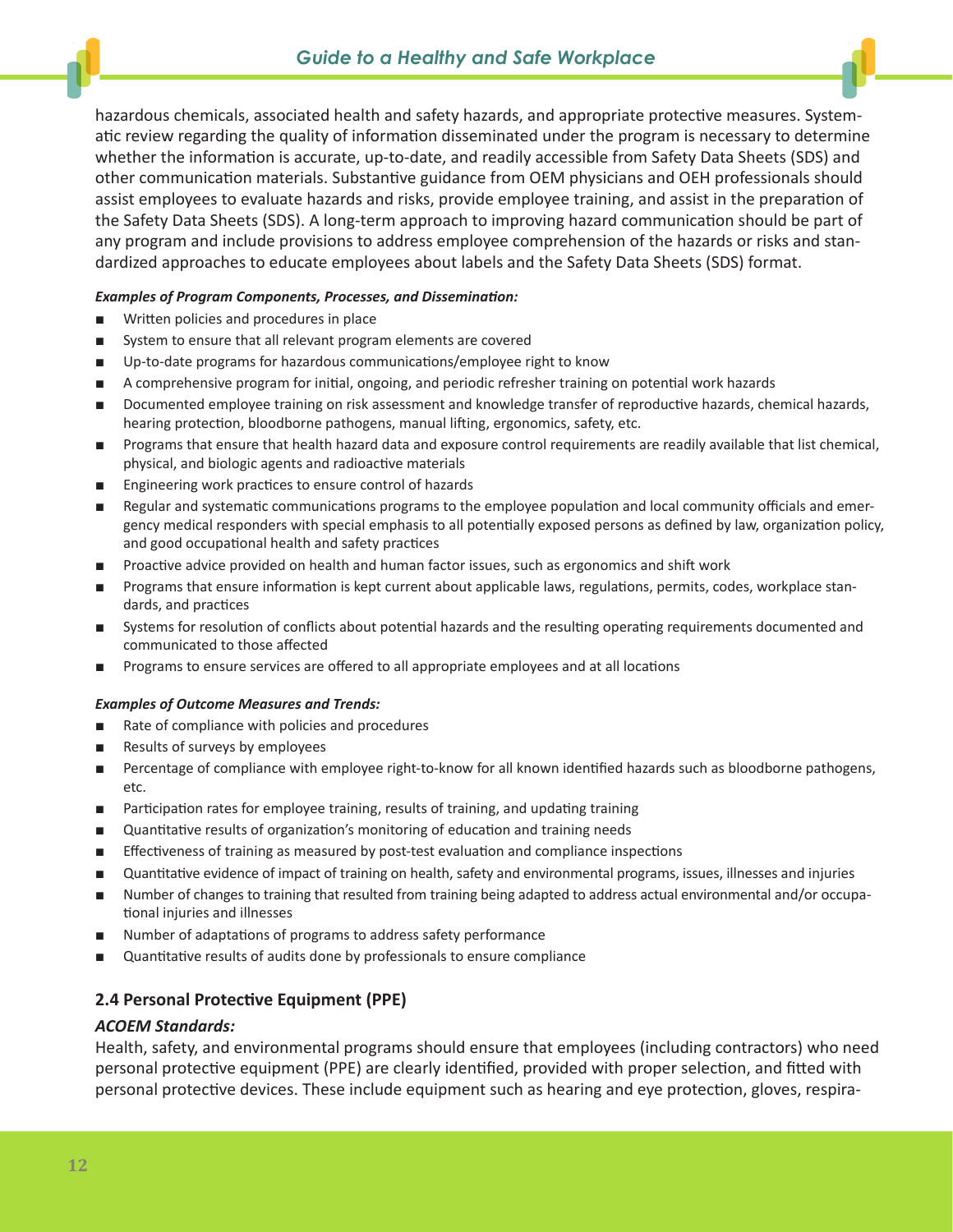hazardous chemicals, associated health and safety hazards, and appropriate protective measures. Systematic review regarding the quality of information disseminated under the program is necessary to determine whether the information is accurate, up-to-date, and readily accessible from Safety Data Sheets (SDS) and other communication materials. Substantive guidance from OEM physicians and OEH professionals should assist employees to evaluate hazards and risks, provide employee training, and assist in the preparation of the Safety Data Sheets (SDS). A long-term approach to improving hazard communication should be part of any program and include provisions to address employee comprehension of the hazards or risks and standardized approaches to educate employees about labels and the Safety Data Sheets (SDS) format.

***Examples of Program Components, Processes, and Dissemination:***

- Written policies and procedures in place
- System to ensure that all relevant program elements are covered
- Up-to-date programs for hazardous communications/employee right to know
- A comprehensive program for initial, ongoing, and periodic refresher training on potential work hazards
- Documented employee training on risk assessment and knowledge transfer of reproductive hazards, chemical hazards, hearing protection, bloodborne pathogens, manual lifting, ergonomics, safety, etc.
- Programs that ensure that health hazard data and exposure control requirements are readily available that list chemical, physical, and biologic agents and radioactive materials
- Engineering work practices to ensure control of hazards
- Regular and systematic communications programs to the employee population and local community officials and emergency medical responders with special emphasis to all potentially exposed persons as defined by law, organization policy, and good occupational health and safety practices
- Proactive advice provided on health and human factor issues, such as ergonomics and shift work
- Programs that ensure information is kept current about applicable laws, regulations, permits, codes, workplace standards, and practices
- Systems for resolution of conflicts about potential hazards and the resulting operating requirements documented and communicated to those affected
- Programs to ensure services are offered to all appropriate employees and at all locations

***Examples of Outcome Measures and Trends:***

- Rate of compliance with policies and procedures
- Results of surveys by employees
- Percentage of compliance with employee right-to-know for all known identified hazards such as bloodborne pathogens, etc.
- Participation rates for employee training, results of training, and updating training
- Quantitative results of organization's monitoring of education and training needs
- Effectiveness of training as measured by post-test evaluation and compliance inspections
- Quantitative evidence of impact of training on health, safety and environmental programs, issues, illnesses and injuries
- Number of changes to training that resulted from training being adapted to address actual environmental and/or occupational injuries and illnesses
- Number of adaptations of programs to address safety performance
- Quantitative results of audits done by professionals to ensure compliance

### 2.4 Personal Protective Equipment (PPE)

***ACOEM Standards:***

Health, safety, and environmental programs should ensure that employees (including contractors) who need personal protective equipment (PPE) are clearly identified, provided with proper selection, and fitted with personal protective devices. These include equipment such as hearing and eye protection, gloves, respira-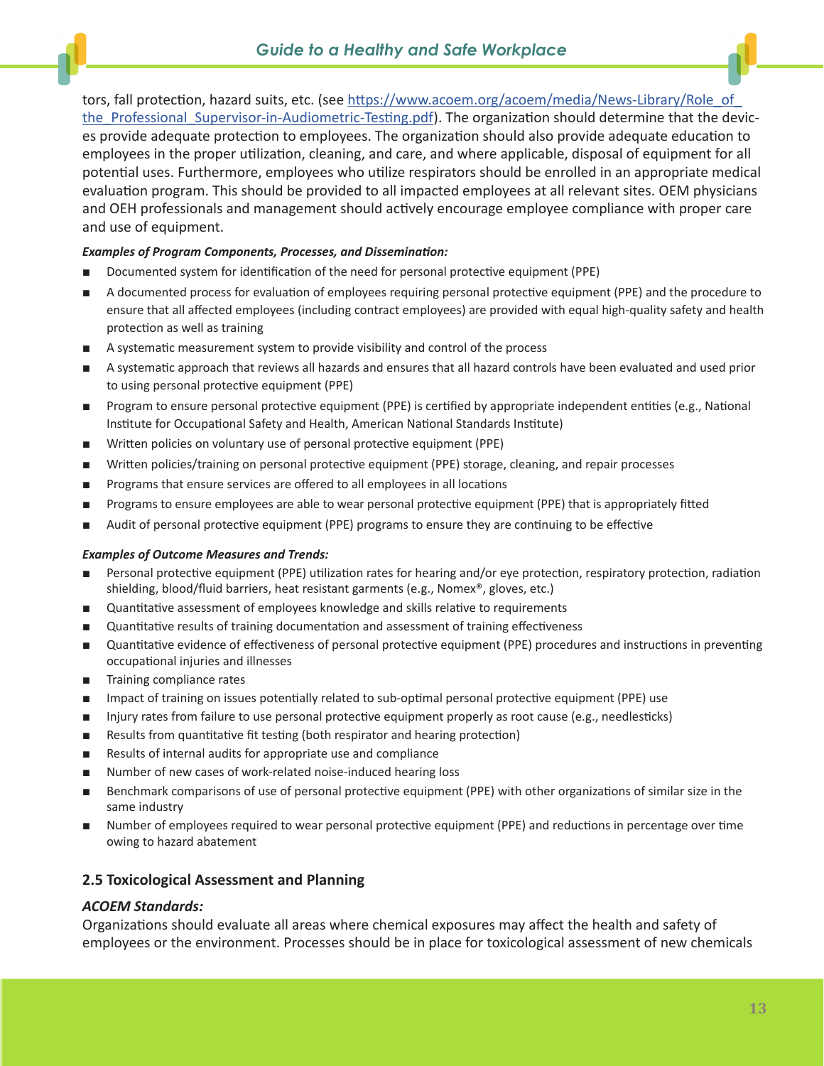tors, fall protection, hazard suits, etc. (see https://www.acoem.org/acoem/media/News-Library/Role_of_the_Professional_Supervisor-in-Audiometric-Testing.pdf). The organization should determine that the devices provide adequate protection to employees. The organization should also provide adequate education to employees in the proper utilization, cleaning, and care, and where applicable, disposal of equipment for all potential uses. Furthermore, employees who utilize respirators should be enrolled in an appropriate medical evaluation program. This should be provided to all impacted employees at all relevant sites. OEM physicians and OEH professionals and management should actively encourage employee compliance with proper care and use of equipment.

***Examples of Program Components, Processes, and Dissemination:***

- Documented system for identification of the need for personal protective equipment (PPE)
- A documented process for evaluation of employees requiring personal protective equipment (PPE) and the procedure to ensure that all affected employees (including contract employees) are provided with equal high-quality safety and health protection as well as training
- A systematic measurement system to provide visibility and control of the process
- A systematic approach that reviews all hazards and ensures that all hazard controls have been evaluated and used prior to using personal protective equipment (PPE)
- Program to ensure personal protective equipment (PPE) is certified by appropriate independent entities (e.g., National Institute for Occupational Safety and Health, American National Standards Institute)
- Written policies on voluntary use of personal protective equipment (PPE)
- Written policies/training on personal protective equipment (PPE) storage, cleaning, and repair processes
- Programs that ensure services are offered to all employees in all locations
- Programs to ensure employees are able to wear personal protective equipment (PPE) that is appropriately fitted
- Audit of personal protective equipment (PPE) programs to ensure they are continuing to be effective

***Examples of Outcome Measures and Trends:***

- Personal protective equipment (PPE) utilization rates for hearing and/or eye protection, respiratory protection, radiation shielding, blood/fluid barriers, heat resistant garments (e.g., Nomex®, gloves, etc.)
- Quantitative assessment of employees knowledge and skills relative to requirements
- Quantitative results of training documentation and assessment of training effectiveness
- Quantitative evidence of effectiveness of personal protective equipment (PPE) procedures and instructions in preventing occupational injuries and illnesses
- Training compliance rates
- Impact of training on issues potentially related to sub-optimal personal protective equipment (PPE) use
- Injury rates from failure to use personal protective equipment properly as root cause (e.g., needlesticks)
- Results from quantitative fit testing (both respirator and hearing protection)
- Results of internal audits for appropriate use and compliance
- Number of new cases of work-related noise-induced hearing loss
- Benchmark comparisons of use of personal protective equipment (PPE) with other organizations of similar size in the same industry
- Number of employees required to wear personal protective equipment (PPE) and reductions in percentage over time owing to hazard abatement

## 2.5 Toxicological Assessment and Planning

***ACOEM Standards:***

Organizations should evaluate all areas where chemical exposures may affect the health and safety of employees or the environment. Processes should be in place for toxicological assessment of new chemicals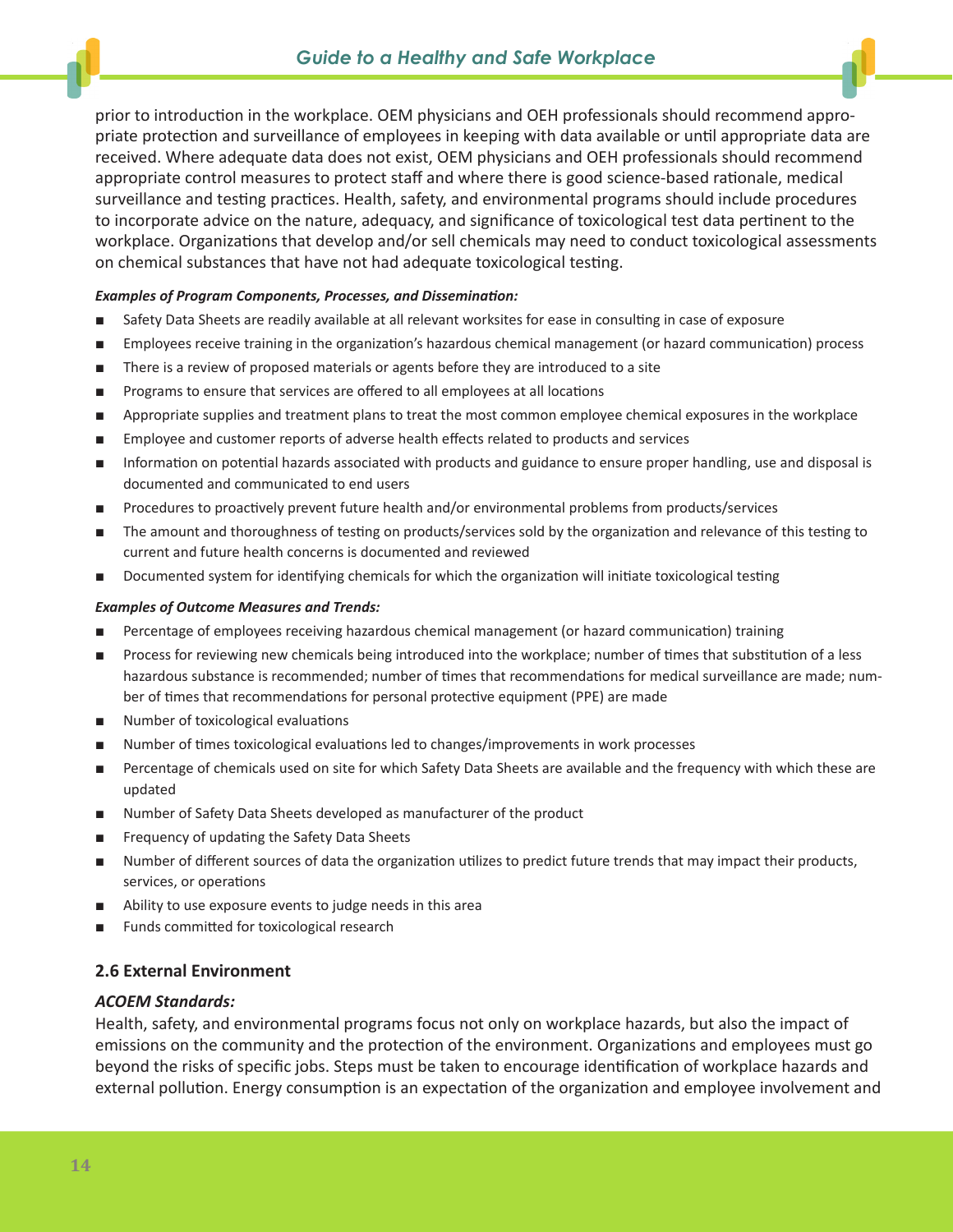prior to introduction in the workplace. OEM physicians and OEH professionals should recommend appropriate protection and surveillance of employees in keeping with data available or until appropriate data are received. Where adequate data does not exist, OEM physicians and OEH professionals should recommend appropriate control measures to protect staff and where there is good science-based rationale, medical surveillance and testing practices. Health, safety, and environmental programs should include procedures to incorporate advice on the nature, adequacy, and significance of toxicological test data pertinent to the workplace. Organizations that develop and/or sell chemicals may need to conduct toxicological assessments on chemical substances that have not had adequate toxicological testing.

***Examples of Program Components, Processes, and Dissemination:***

- Safety Data Sheets are readily available at all relevant worksites for ease in consulting in case of exposure
- Employees receive training in the organization's hazardous chemical management (or hazard communication) process
- There is a review of proposed materials or agents before they are introduced to a site
- Programs to ensure that services are offered to all employees at all locations
- Appropriate supplies and treatment plans to treat the most common employee chemical exposures in the workplace
- Employee and customer reports of adverse health effects related to products and services
- Information on potential hazards associated with products and guidance to ensure proper handling, use and disposal is documented and communicated to end users
- Procedures to proactively prevent future health and/or environmental problems from products/services
- The amount and thoroughness of testing on products/services sold by the organization and relevance of this testing to current and future health concerns is documented and reviewed
- Documented system for identifying chemicals for which the organization will initiate toxicological testing

***Examples of Outcome Measures and Trends:***

- Percentage of employees receiving hazardous chemical management (or hazard communication) training
- Process for reviewing new chemicals being introduced into the workplace; number of times that substitution of a less hazardous substance is recommended; number of times that recommendations for medical surveillance are made; number of times that recommendations for personal protective equipment (PPE) are made
- Number of toxicological evaluations
- Number of times toxicological evaluations led to changes/improvements in work processes
- Percentage of chemicals used on site for which Safety Data Sheets are available and the frequency with which these are updated
- Number of Safety Data Sheets developed as manufacturer of the product
- Frequency of updating the Safety Data Sheets
- Number of different sources of data the organization utilizes to predict future trends that may impact their products, services, or operations
- Ability to use exposure events to judge needs in this area
- Funds committed for toxicological research

### 2.6 External Environment

***ACOEM Standards:***

Health, safety, and environmental programs focus not only on workplace hazards, but also the impact of emissions on the community and the protection of the environment. Organizations and employees must go beyond the risks of specific jobs. Steps must be taken to encourage identification of workplace hazards and external pollution. Energy consumption is an expectation of the organization and employee involvement and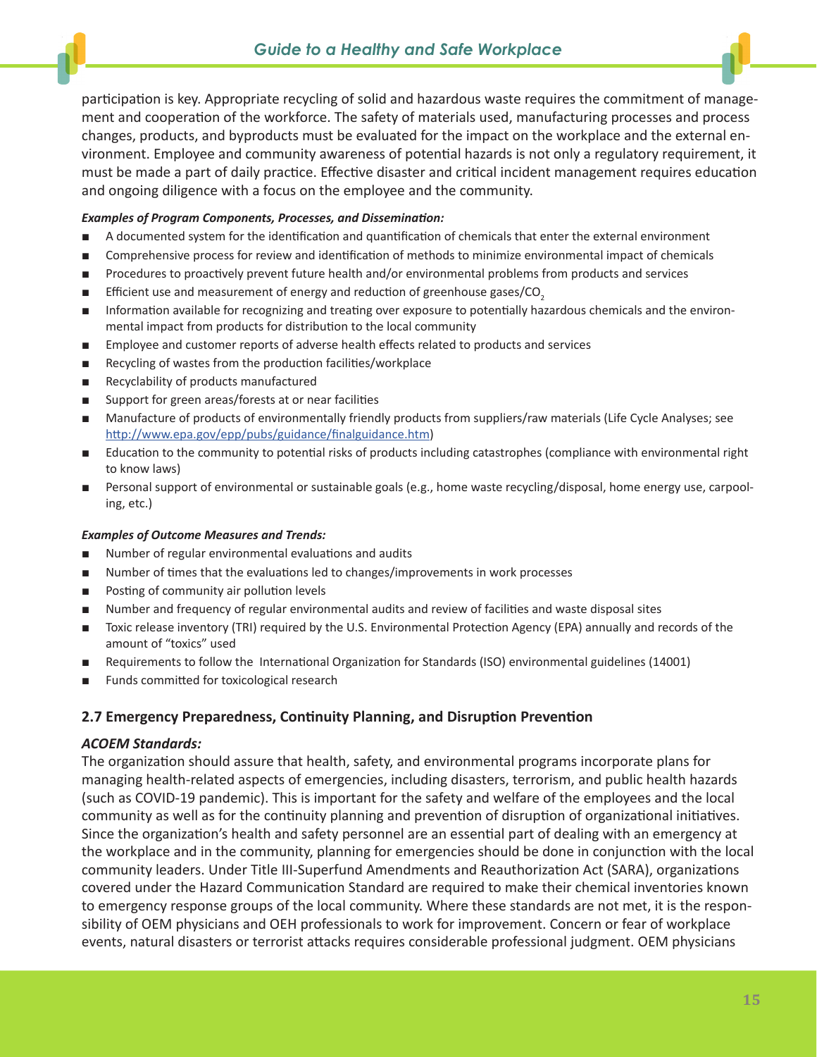participation is key. Appropriate recycling of solid and hazardous waste requires the commitment of management and cooperation of the workforce. The safety of materials used, manufacturing processes and process changes, products, and byproducts must be evaluated for the impact on the workplace and the external environment. Employee and community awareness of potential hazards is not only a regulatory requirement, it must be made a part of daily practice. Effective disaster and critical incident management requires education and ongoing diligence with a focus on the employee and the community.

***Examples of Program Components, Processes, and Dissemination:***

- A documented system for the identification and quantification of chemicals that enter the external environment
- Comprehensive process for review and identification of methods to minimize environmental impact of chemicals
- Procedures to proactively prevent future health and/or environmental problems from products and services
- Efficient use and measurement of energy and reduction of greenhouse gases/$CO_2$
- Information available for recognizing and treating over exposure to potentially hazardous chemicals and the environmental impact from products for distribution to the local community
- Employee and customer reports of adverse health effects related to products and services
- Recycling of wastes from the production facilities/workplace
- Recyclability of products manufactured
- Support for green areas/forests at or near facilities
- Manufacture of products of environmentally friendly products from suppliers/raw materials (Life Cycle Analyses; see http://www.epa.gov/epp/pubs/guidance/finalguidance.htm)
- Education to the community to potential risks of products including catastrophes (compliance with environmental right to know laws)
- Personal support of environmental or sustainable goals (e.g., home waste recycling/disposal, home energy use, carpooling, etc.)

***Examples of Outcome Measures and Trends:***

- Number of regular environmental evaluations and audits
- Number of times that the evaluations led to changes/improvements in work processes
- Posting of community air pollution levels
- Number and frequency of regular environmental audits and review of facilities and waste disposal sites
- Toxic release inventory (TRI) required by the U.S. Environmental Protection Agency (EPA) annually and records of the amount of "toxics" used
- Requirements to follow the International Organization for Standards (ISO) environmental guidelines (14001)
- Funds committed for toxicological research

## 2.7 Emergency Preparedness, Continuity Planning, and Disruption Prevention

***ACOEM Standards:***

The organization should assure that health, safety, and environmental programs incorporate plans for managing health-related aspects of emergencies, including disasters, terrorism, and public health hazards (such as COVID-19 pandemic). This is important for the safety and welfare of the employees and the local community as well as for the continuity planning and prevention of disruption of organizational initiatives. Since the organization's health and safety personnel are an essential part of dealing with an emergency at the workplace and in the community, planning for emergencies should be done in conjunction with the local community leaders. Under Title III-Superfund Amendments and Reauthorization Act (SARA), organizations covered under the Hazard Communication Standard are required to make their chemical inventories known to emergency response groups of the local community. Where these standards are not met, it is the responsibility of OEM physicians and OEH professionals to work for improvement. Concern or fear of workplace events, natural disasters or terrorist attacks requires considerable professional judgment. OEM physicians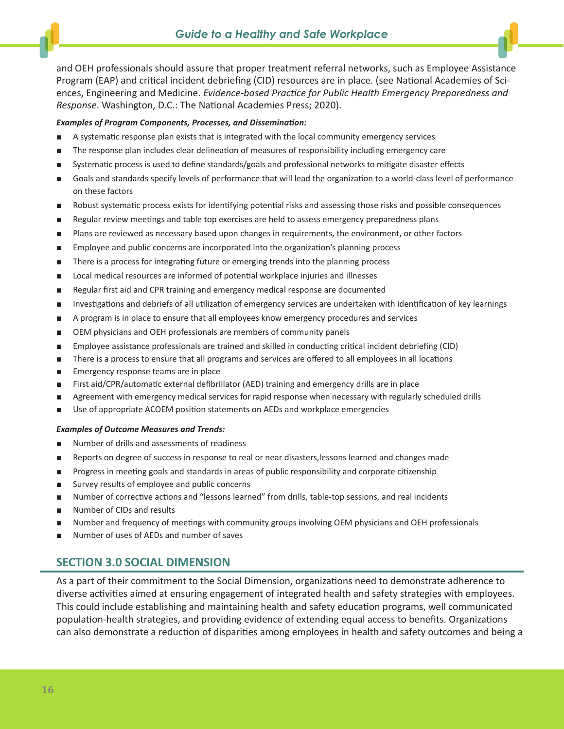and OEH professionals should assure that proper treatment referral networks, such as Employee Assistance Program (EAP) and critical incident debriefing (CID) resources are in place. (see National Academies of Sciences, Engineering and Medicine. *Evidence-based Practice for Public Health Emergency Preparedness and Response*. Washington, D.C.: The National Academies Press; 2020).

***Examples of Program Components, Processes, and Dissemination:***

- A systematic response plan exists that is integrated with the local community emergency services
- The response plan includes clear delineation of measures of responsibility including emergency care
- Systematic process is used to define standards/goals and professional networks to mitigate disaster effects
- Goals and standards specify levels of performance that will lead the organization to a world-class level of performance on these factors
- Robust systematic process exists for identifying potential risks and assessing those risks and possible consequences
- Regular review meetings and table top exercises are held to assess emergency preparedness plans
- Plans are reviewed as necessary based upon changes in requirements, the environment, or other factors
- Employee and public concerns are incorporated into the organization's planning process
- There is a process for integrating future or emerging trends into the planning process
- Local medical resources are informed of potential workplace injuries and illnesses
- Regular first aid and CPR training and emergency medical response are documented
- Investigations and debriefs of all utilization of emergency services are undertaken with identification of key learnings
- A program is in place to ensure that all employees know emergency procedures and services
- OEM physicians and OEH professionals are members of community panels
- Employee assistance professionals are trained and skilled in conducting critical incident debriefing (CID)
- There is a process to ensure that all programs and services are offered to all employees in all locations
- Emergency response teams are in place
- First aid/CPR/automatic external defibrillator (AED) training and emergency drills are in place
- Agreement with emergency medical services for rapid response when necessary with regularly scheduled drills
- Use of appropriate ACOEM position statements on AEDs and workplace emergencies

***Examples of Outcome Measures and Trends:***

- Number of drills and assessments of readiness
- Reports on degree of success in response to real or near disasters,lessons learned and changes made
- Progress in meeting goals and standards in areas of public responsibility and corporate citizenship
- Survey results of employee and public concerns
- Number of corrective actions and "lessons learned" from drills, table-top sessions, and real incidents
- Number of CIDs and results
- Number and frequency of meetings with community groups involving OEM physicians and OEH professionals
- Number of uses of AEDs and number of saves

## SECTION 3.0 SOCIAL DIMENSION

As a part of their commitment to the Social Dimension, organizations need to demonstrate adherence to diverse activities aimed at ensuring engagement of integrated health and safety strategies with employees. This could include establishing and maintaining health and safety education programs, well communicated population-health strategies, and providing evidence of extending equal access to benefits. Organizations can also demonstrate a reduction of disparities among employees in health and safety outcomes and being a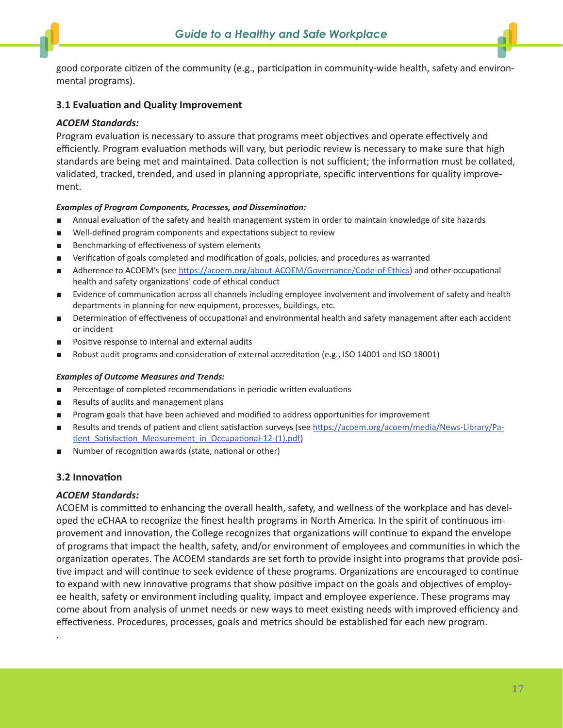good corporate citizen of the community (e.g., participation in community-wide health, safety and environmental programs).

### 3.1 Evaluation and Quality Improvement

***ACOEM Standards:***

Program evaluation is necessary to assure that programs meet objectives and operate effectively and efficiently. Program evaluation methods will vary, but periodic review is necessary to make sure that high standards are being met and maintained. Data collection is not sufficient; the information must be collated, validated, tracked, trended, and used in planning appropriate, specific interventions for quality improvement.

***Examples of Program Components, Processes, and Dissemination:***

- Annual evaluation of the safety and health management system in order to maintain knowledge of site hazards
- Well-defined program components and expectations subject to review
- Benchmarking of effectiveness of system elements
- Verification of goals completed and modification of goals, policies, and procedures as warranted
- Adherence to ACOEM's (see https://acoem.org/about-ACOEM/Governance/Code-of-Ethics) and other occupational health and safety organizations' code of ethical conduct
- Evidence of communication across all channels including employee involvement and involvement of safety and health departments in planning for new equipment, processes, buildings, etc.
- Determination of effectiveness of occupational and environmental health and safety management after each accident or incident
- Positive response to internal and external audits
- Robust audit programs and consideration of external accreditation (e.g., ISO 14001 and ISO 18001)

***Examples of Outcome Measures and Trends:***

- Percentage of completed recommendations in periodic written evaluations
- Results of audits and management plans
- Program goals that have been achieved and modified to address opportunities for improvement
- Results and trends of patient and client satisfaction surveys (see https://acoem.org/acoem/media/News-Library/Patient_Satisfaction_Measurement_in_Occupational-12-(1).pdf)
- Number of recognition awards (state, national or other)

### 3.2 Innovation

***ACOEM Standards:***

ACOEM is committed to enhancing the overall health, safety, and wellness of the workplace and has developed the eCHAA to recognize the finest health programs in North America. In the spirit of continuous improvement and innovation, the College recognizes that organizations will continue to expand the envelope of programs that impact the health, safety, and/or environment of employees and communities in which the organization operates. The ACOEM standards are set forth to provide insight into programs that provide positive impact and will continue to seek evidence of these programs. Organizations are encouraged to continue to expand with new innovative programs that show positive impact on the goals and objectives of employee health, safety or environment including quality, impact and employee experience. These programs may come about from analysis of unmet needs or new ways to meet existing needs with improved efficiency and effectiveness. Procedures, processes, goals and metrics should be established for each new program.

.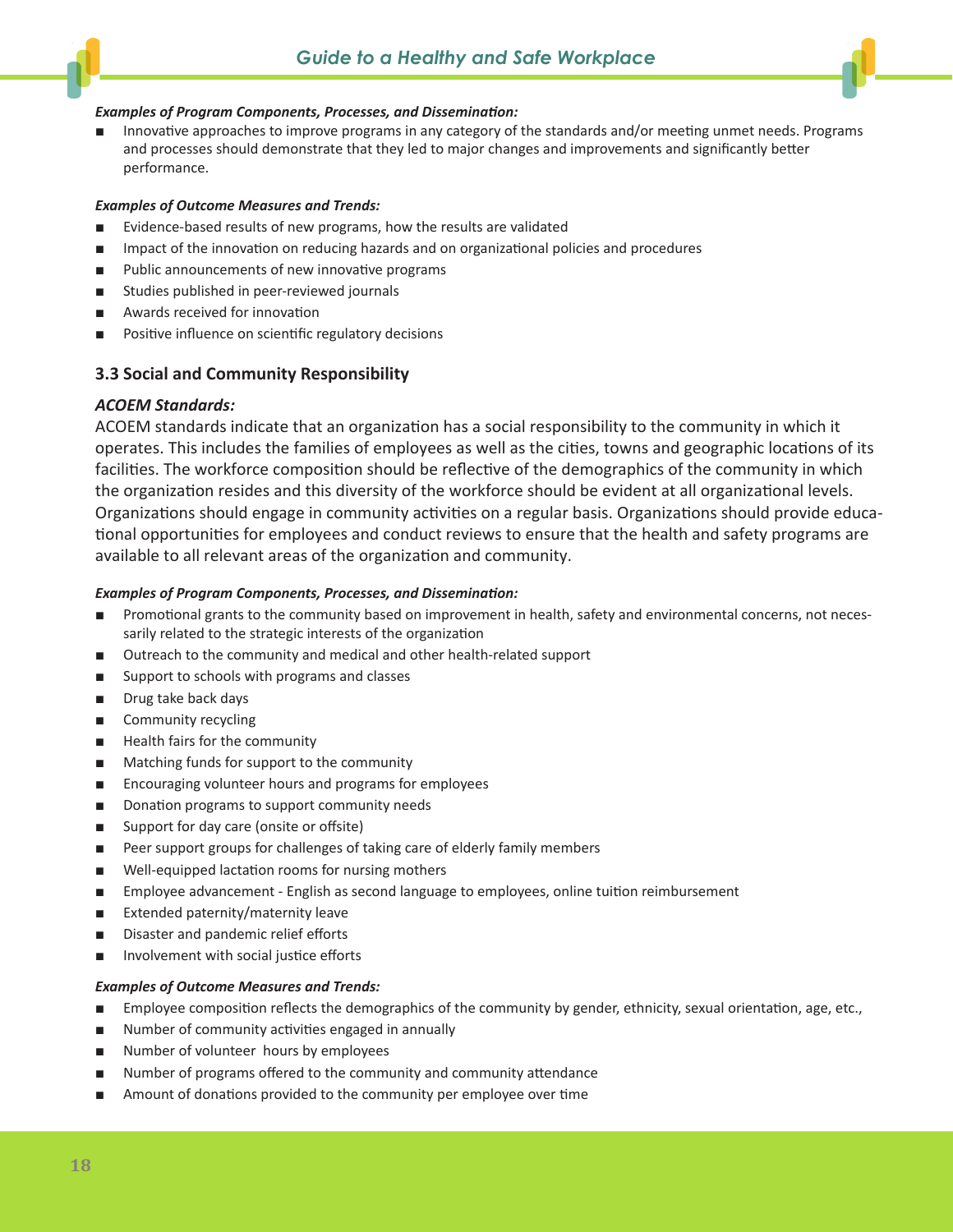***Examples of Program Components, Processes, and Dissemination:***

- Innovative approaches to improve programs in any category of the standards and/or meeting unmet needs. Programs and processes should demonstrate that they led to major changes and improvements and significantly better performance.

***Examples of Outcome Measures and Trends:***

- Evidence-based results of new programs, how the results are validated
- Impact of the innovation on reducing hazards and on organizational policies and procedures
- Public announcements of new innovative programs
- Studies published in peer-reviewed journals
- Awards received for innovation
- Positive influence on scientific regulatory decisions

### 3.3 Social and Community Responsibility

***ACOEM Standards:***

ACOEM standards indicate that an organization has a social responsibility to the community in which it operates. This includes the families of employees as well as the cities, towns and geographic locations of its facilities. The workforce composition should be reflective of the demographics of the community in which the organization resides and this diversity of the workforce should be evident at all organizational levels. Organizations should engage in community activities on a regular basis. Organizations should provide educational opportunities for employees and conduct reviews to ensure that the health and safety programs are available to all relevant areas of the organization and community.

***Examples of Program Components, Processes, and Dissemination:***

- Promotional grants to the community based on improvement in health, safety and environmental concerns, not necessarily related to the strategic interests of the organization
- Outreach to the community and medical and other health-related support
- Support to schools with programs and classes
- Drug take back days
- Community recycling
- Health fairs for the community
- Matching funds for support to the community
- Encouraging volunteer hours and programs for employees
- Donation programs to support community needs
- Support for day care (onsite or offsite)
- Peer support groups for challenges of taking care of elderly family members
- Well-equipped lactation rooms for nursing mothers
- Employee advancement - English as second language to employees, online tuition reimbursement
- Extended paternity/maternity leave
- Disaster and pandemic relief efforts
- Involvement with social justice efforts

***Examples of Outcome Measures and Trends:***

- Employee composition reflects the demographics of the community by gender, ethnicity, sexual orientation, age, etc.,
- Number of community activities engaged in annually
- Number of volunteer hours by employees
- Number of programs offered to the community and community attendance
- Amount of donations provided to the community per employee over time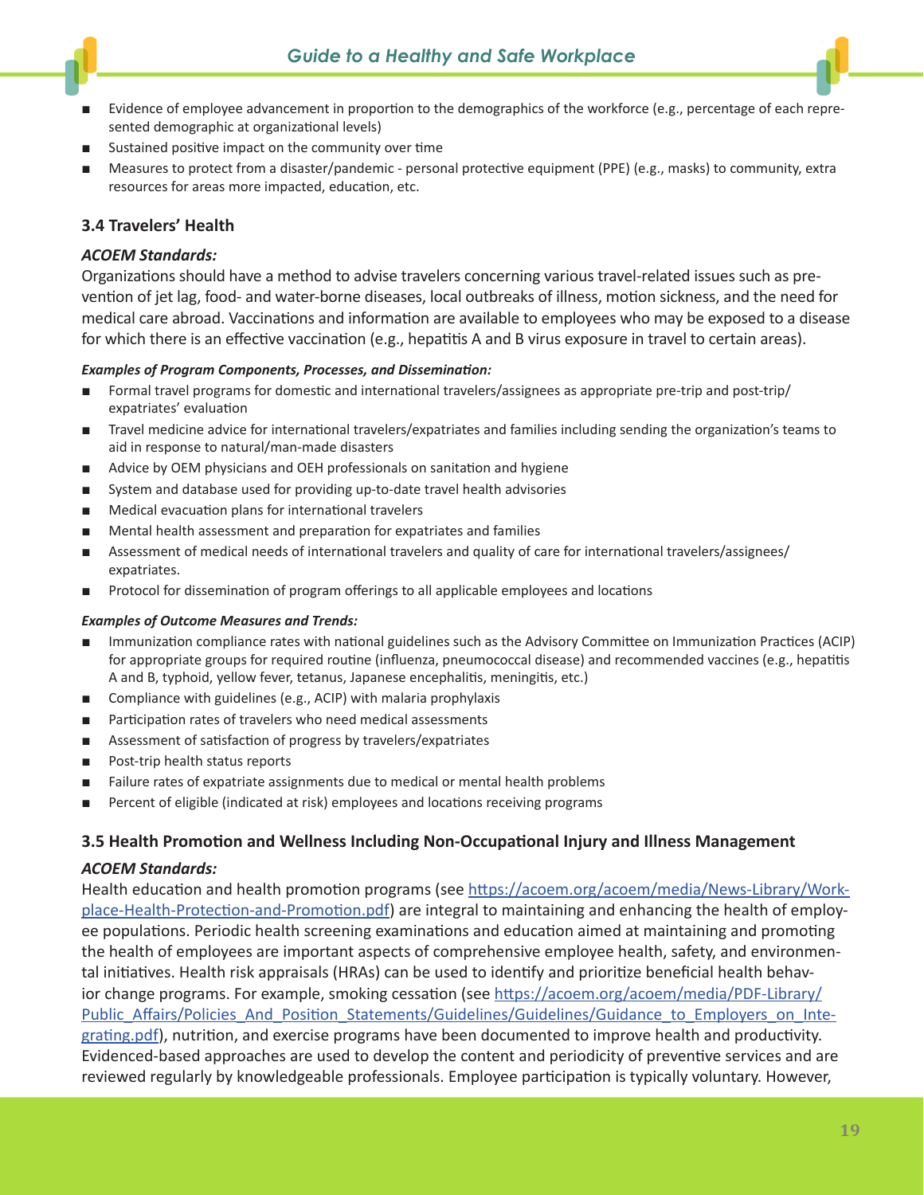- Evidence of employee advancement in proportion to the demographics of the workforce (e.g., percentage of each represented demographic at organizational levels)
- Sustained positive impact on the community over time
- Measures to protect from a disaster/pandemic - personal protective equipment (PPE) (e.g., masks) to community, extra resources for areas more impacted, education, etc.

### 3.4 Travelers' Health

***ACOEM Standards:***

Organizations should have a method to advise travelers concerning various travel-related issues such as prevention of jet lag, food- and water-borne diseases, local outbreaks of illness, motion sickness, and the need for medical care abroad. Vaccinations and information are available to employees who may be exposed to a disease for which there is an effective vaccination (e.g., hepatitis A and B virus exposure in travel to certain areas).

***Examples of Program Components, Processes, and Dissemination:***

- Formal travel programs for domestic and international travelers/assignees as appropriate pre-trip and post-trip/expatriates' evaluation
- Travel medicine advice for international travelers/expatriates and families including sending the organization's teams to aid in response to natural/man-made disasters
- Advice by OEM physicians and OEH professionals on sanitation and hygiene
- System and database used for providing up-to-date travel health advisories
- Medical evacuation plans for international travelers
- Mental health assessment and preparation for expatriates and families
- Assessment of medical needs of international travelers and quality of care for international travelers/assignees/expatriates.
- Protocol for dissemination of program offerings to all applicable employees and locations

***Examples of Outcome Measures and Trends:***

- Immunization compliance rates with national guidelines such as the Advisory Committee on Immunization Practices (ACIP) for appropriate groups for required routine (influenza, pneumococcal disease) and recommended vaccines (e.g., hepatitis A and B, typhoid, yellow fever, tetanus, Japanese encephalitis, meningitis, etc.)
- Compliance with guidelines (e.g., ACIP) with malaria prophylaxis
- Participation rates of travelers who need medical assessments
- Assessment of satisfaction of progress by travelers/expatriates
- Post-trip health status reports
- Failure rates of expatriate assignments due to medical or mental health problems
- Percent of eligible (indicated at risk) employees and locations receiving programs

### 3.5 Health Promotion and Wellness Including Non-Occupational Injury and Illness Management

***ACOEM Standards:***

Health education and health promotion programs (see https://acoem.org/acoem/media/News-Library/Workplace-Health-Protection-and-Promotion.pdf) are integral to maintaining and enhancing the health of employee populations. Periodic health screening examinations and education aimed at maintaining and promoting the health of employees are important aspects of comprehensive employee health, safety, and environmental initiatives. Health risk appraisals (HRAs) can be used to identify and prioritize beneficial health behavior change programs. For example, smoking cessation (see https://acoem.org/acoem/media/PDF-Library/Public_Affairs/Policies_And_Position_Statements/Guidelines/Guidelines/Guidance_to_Employers_on_Integrating.pdf), nutrition, and exercise programs have been documented to improve health and productivity. Evidenced-based approaches are used to develop the content and periodicity of preventive services and are reviewed regularly by knowledgeable professionals. Employee participation is typically voluntary. However,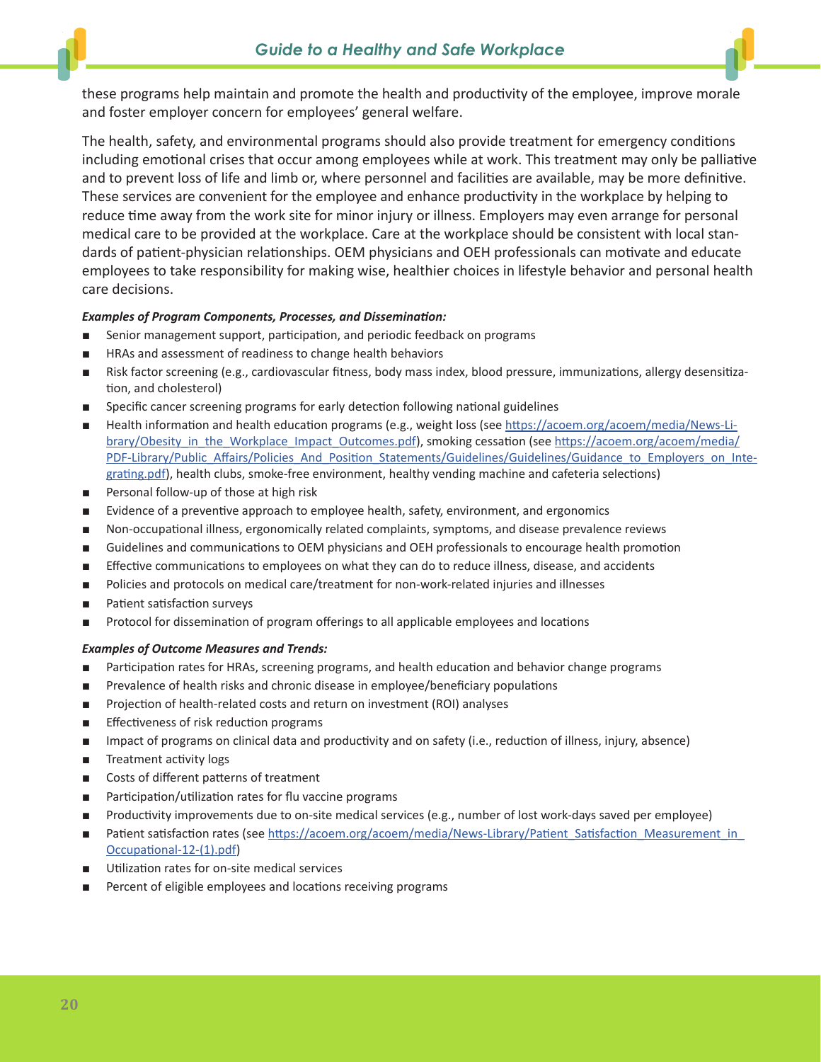these programs help maintain and promote the health and productivity of the employee, improve morale and foster employer concern for employees' general welfare.

The health, safety, and environmental programs should also provide treatment for emergency conditions including emotional crises that occur among employees while at work. This treatment may only be palliative and to prevent loss of life and limb or, where personnel and facilities are available, may be more definitive. These services are convenient for the employee and enhance productivity in the workplace by helping to reduce time away from the work site for minor injury or illness. Employers may even arrange for personal medical care to be provided at the workplace. Care at the workplace should be consistent with local standards of patient-physician relationships. OEM physicians and OEH professionals can motivate and educate employees to take responsibility for making wise, healthier choices in lifestyle behavior and personal health care decisions.

***Examples of Program Components, Processes, and Dissemination:***

- Senior management support, participation, and periodic feedback on programs
- HRAs and assessment of readiness to change health behaviors
- Risk factor screening (e.g., cardiovascular fitness, body mass index, blood pressure, immunizations, allergy desensitization, and cholesterol)
- Specific cancer screening programs for early detection following national guidelines
- Health information and health education programs (e.g., weight loss (see https://acoem.org/acoem/media/News-Library/Obesity_in_the_Workplace_Impact_Outcomes.pdf), smoking cessation (see https://acoem.org/acoem/media/PDF-Library/Public_Affairs/Policies_And_Position_Statements/Guidelines/Guidelines/Guidance_to_Employers_on_Integrating.pdf), health clubs, smoke-free environment, healthy vending machine and cafeteria selections)
- Personal follow-up of those at high risk
- Evidence of a preventive approach to employee health, safety, environment, and ergonomics
- Non-occupational illness, ergonomically related complaints, symptoms, and disease prevalence reviews
- Guidelines and communications to OEM physicians and OEH professionals to encourage health promotion
- Effective communications to employees on what they can do to reduce illness, disease, and accidents
- Policies and protocols on medical care/treatment for non-work-related injuries and illnesses
- Patient satisfaction surveys
- Protocol for dissemination of program offerings to all applicable employees and locations

***Examples of Outcome Measures and Trends:***

- Participation rates for HRAs, screening programs, and health education and behavior change programs
- Prevalence of health risks and chronic disease in employee/beneficiary populations
- Projection of health-related costs and return on investment (ROI) analyses
- Effectiveness of risk reduction programs
- Impact of programs on clinical data and productivity and on safety (i.e., reduction of illness, injury, absence)
- Treatment activity logs
- Costs of different patterns of treatment
- Participation/utilization rates for flu vaccine programs
- Productivity improvements due to on-site medical services (e.g., number of lost work-days saved per employee)
- Patient satisfaction rates (see https://acoem.org/acoem/media/News-Library/Patient_Satisfaction_Measurement_in_Occupational-12-(1).pdf)
- Utilization rates for on-site medical services
- Percent of eligible employees and locations receiving programs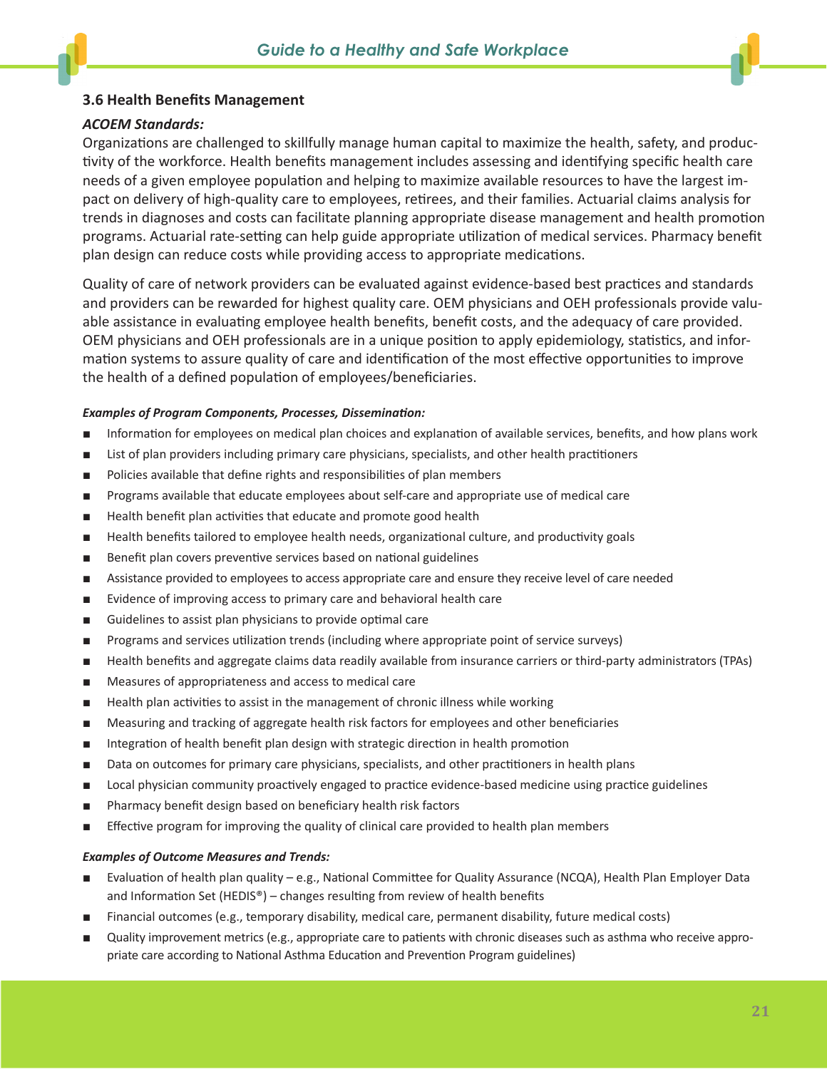### 3.6 Health Benefits Management

***ACOEM Standards:***

Organizations are challenged to skillfully manage human capital to maximize the health, safety, and productivity of the workforce. Health benefits management includes assessing and identifying specific health care needs of a given employee population and helping to maximize available resources to have the largest impact on delivery of high-quality care to employees, retirees, and their families. Actuarial claims analysis for trends in diagnoses and costs can facilitate planning appropriate disease management and health promotion programs. Actuarial rate-setting can help guide appropriate utilization of medical services. Pharmacy benefit plan design can reduce costs while providing access to appropriate medications.

Quality of care of network providers can be evaluated against evidence-based best practices and standards and providers can be rewarded for highest quality care. OEM physicians and OEH professionals provide valuable assistance in evaluating employee health benefits, benefit costs, and the adequacy of care provided. OEM physicians and OEH professionals are in a unique position to apply epidemiology, statistics, and information systems to assure quality of care and identification of the most effective opportunities to improve the health of a defined population of employees/beneficiaries.

***Examples of Program Components, Processes, Dissemination:***

- Information for employees on medical plan choices and explanation of available services, benefits, and how plans work
- List of plan providers including primary care physicians, specialists, and other health practitioners
- Policies available that define rights and responsibilities of plan members
- Programs available that educate employees about self-care and appropriate use of medical care
- Health benefit plan activities that educate and promote good health
- Health benefits tailored to employee health needs, organizational culture, and productivity goals
- Benefit plan covers preventive services based on national guidelines
- Assistance provided to employees to access appropriate care and ensure they receive level of care needed
- Evidence of improving access to primary care and behavioral health care
- Guidelines to assist plan physicians to provide optimal care
- Programs and services utilization trends (including where appropriate point of service surveys)
- Health benefits and aggregate claims data readily available from insurance carriers or third-party administrators (TPAs)
- Measures of appropriateness and access to medical care
- Health plan activities to assist in the management of chronic illness while working
- Measuring and tracking of aggregate health risk factors for employees and other beneficiaries
- Integration of health benefit plan design with strategic direction in health promotion
- Data on outcomes for primary care physicians, specialists, and other practitioners in health plans
- Local physician community proactively engaged to practice evidence-based medicine using practice guidelines
- Pharmacy benefit design based on beneficiary health risk factors
- Effective program for improving the quality of clinical care provided to health plan members

***Examples of Outcome Measures and Trends:***

- Evaluation of health plan quality – e.g., National Committee for Quality Assurance (NCQA), Health Plan Employer Data and Information Set (HEDIS®) – changes resulting from review of health benefits
- Financial outcomes (e.g., temporary disability, medical care, permanent disability, future medical costs)
- Quality improvement metrics (e.g., appropriate care to patients with chronic diseases such as asthma who receive appropriate care according to National Asthma Education and Prevention Program guidelines)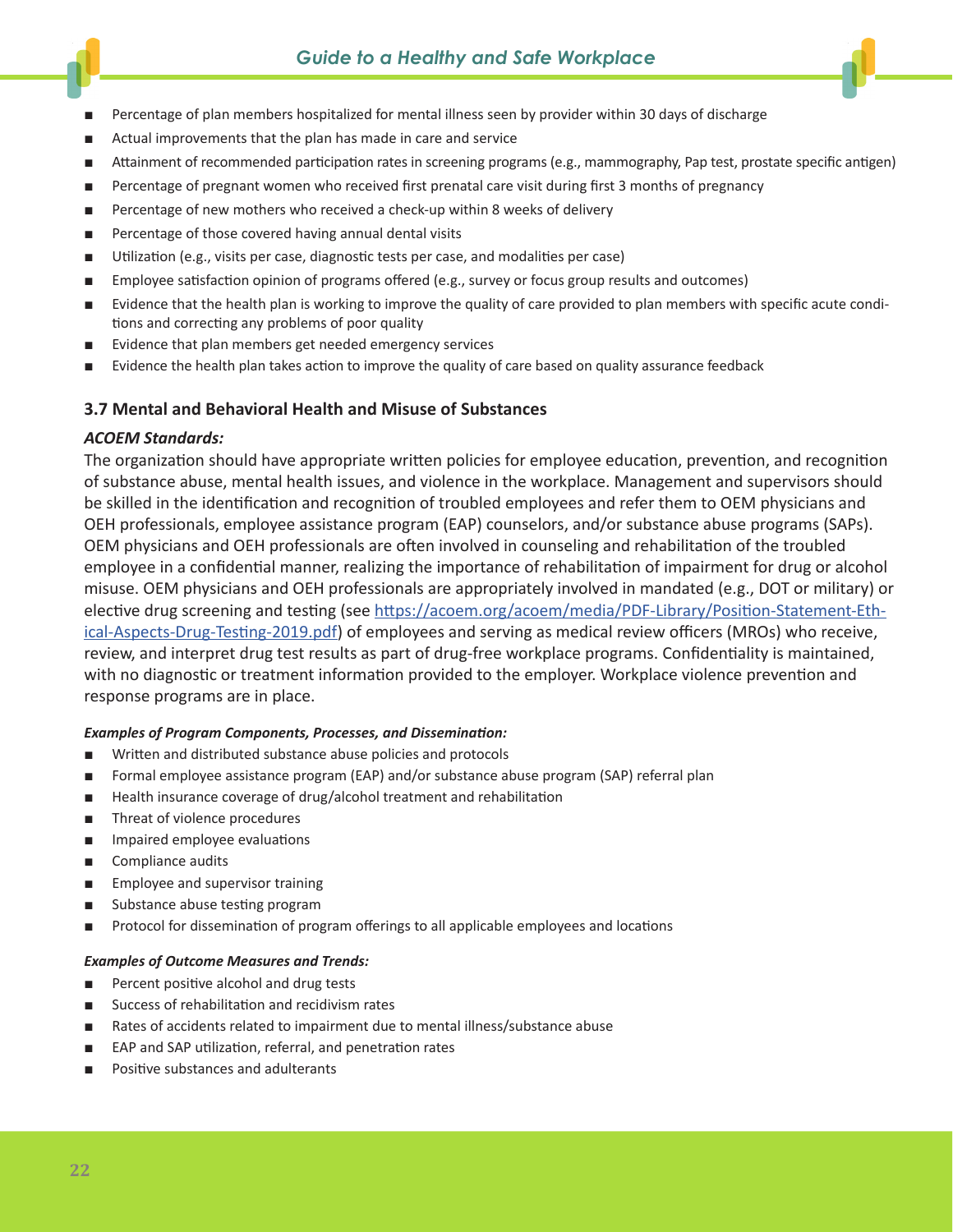- Percentage of plan members hospitalized for mental illness seen by provider within 30 days of discharge
- Actual improvements that the plan has made in care and service
- Attainment of recommended participation rates in screening programs (e.g., mammography, Pap test, prostate specific antigen)
- Percentage of pregnant women who received first prenatal care visit during first 3 months of pregnancy
- Percentage of new mothers who received a check-up within 8 weeks of delivery
- Percentage of those covered having annual dental visits
- Utilization (e.g., visits per case, diagnostic tests per case, and modalities per case)
- Employee satisfaction opinion of programs offered (e.g., survey or focus group results and outcomes)
- Evidence that the health plan is working to improve the quality of care provided to plan members with specific acute conditions and correcting any problems of poor quality
- Evidence that plan members get needed emergency services
- Evidence the health plan takes action to improve the quality of care based on quality assurance feedback

### 3.7 Mental and Behavioral Health and Misuse of Substances

***ACOEM Standards:***

The organization should have appropriate written policies for employee education, prevention, and recognition of substance abuse, mental health issues, and violence in the workplace. Management and supervisors should be skilled in the identification and recognition of troubled employees and refer them to OEM physicians and OEH professionals, employee assistance program (EAP) counselors, and/or substance abuse programs (SAPs). OEM physicians and OEH professionals are often involved in counseling and rehabilitation of the troubled employee in a confidential manner, realizing the importance of rehabilitation of impairment for drug or alcohol misuse. OEM physicians and OEH professionals are appropriately involved in mandated (e.g., DOT or military) or elective drug screening and testing (see https://acoem.org/acoem/media/PDF-Library/Position-Statement-Ethical-Aspects-Drug-Testing-2019.pdf) of employees and serving as medical review officers (MROs) who receive, review, and interpret drug test results as part of drug-free workplace programs. Confidentiality is maintained, with no diagnostic or treatment information provided to the employer. Workplace violence prevention and response programs are in place.

***Examples of Program Components, Processes, and Dissemination:***

- Written and distributed substance abuse policies and protocols
- Formal employee assistance program (EAP) and/or substance abuse program (SAP) referral plan
- Health insurance coverage of drug/alcohol treatment and rehabilitation
- Threat of violence procedures
- Impaired employee evaluations
- Compliance audits
- Employee and supervisor training
- Substance abuse testing program
- Protocol for dissemination of program offerings to all applicable employees and locations

***Examples of Outcome Measures and Trends:***

- Percent positive alcohol and drug tests
- Success of rehabilitation and recidivism rates
- Rates of accidents related to impairment due to mental illness/substance abuse
- EAP and SAP utilization, referral, and penetration rates
- Positive substances and adulterants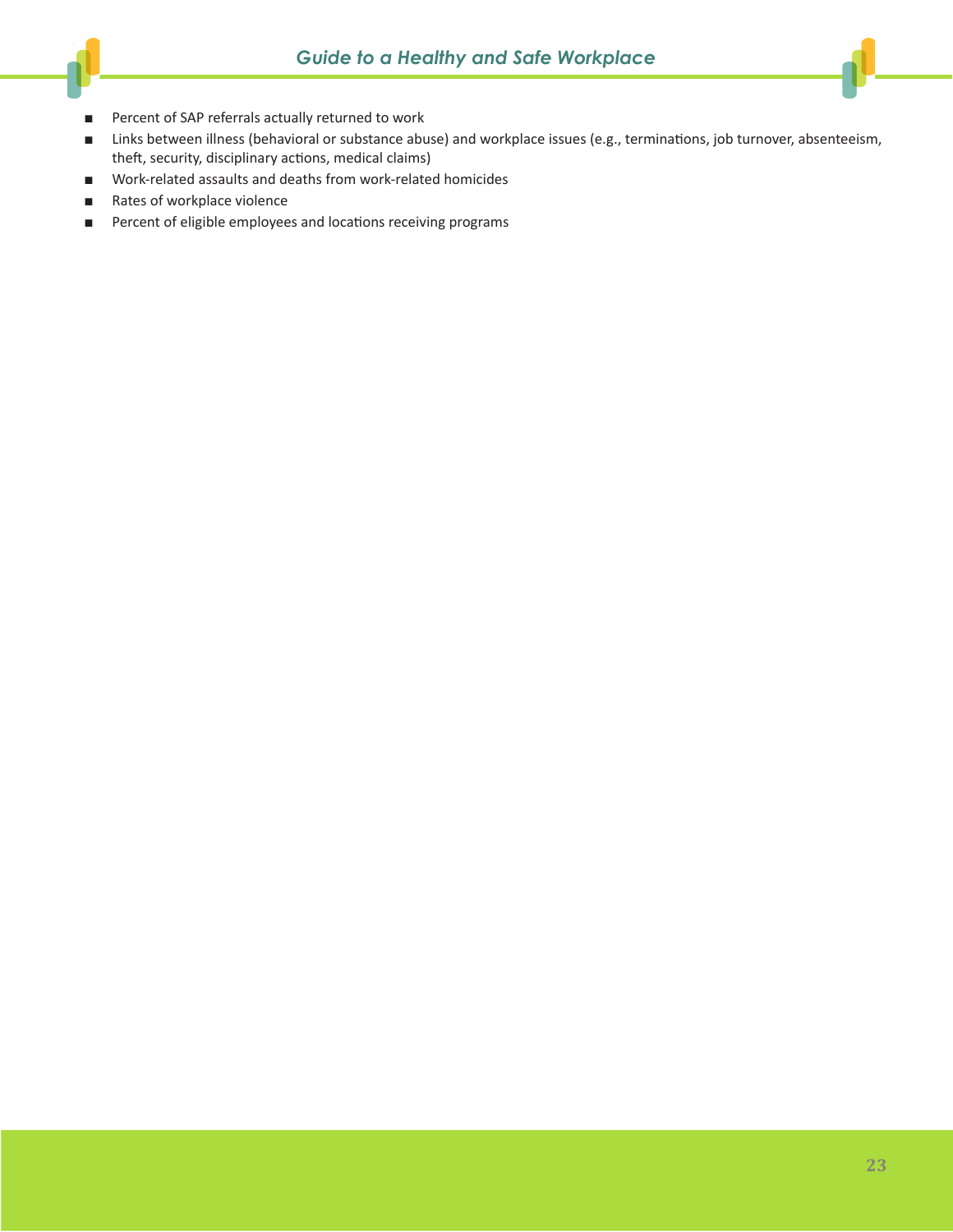- Percent of SAP referrals actually returned to work
- Links between illness (behavioral or substance abuse) and workplace issues (e.g., terminations, job turnover, absenteeism, theft, security, disciplinary actions, medical claims)
- Work-related assaults and deaths from work-related homicides
- Rates of workplace violence
- Percent of eligible employees and locations receiving programs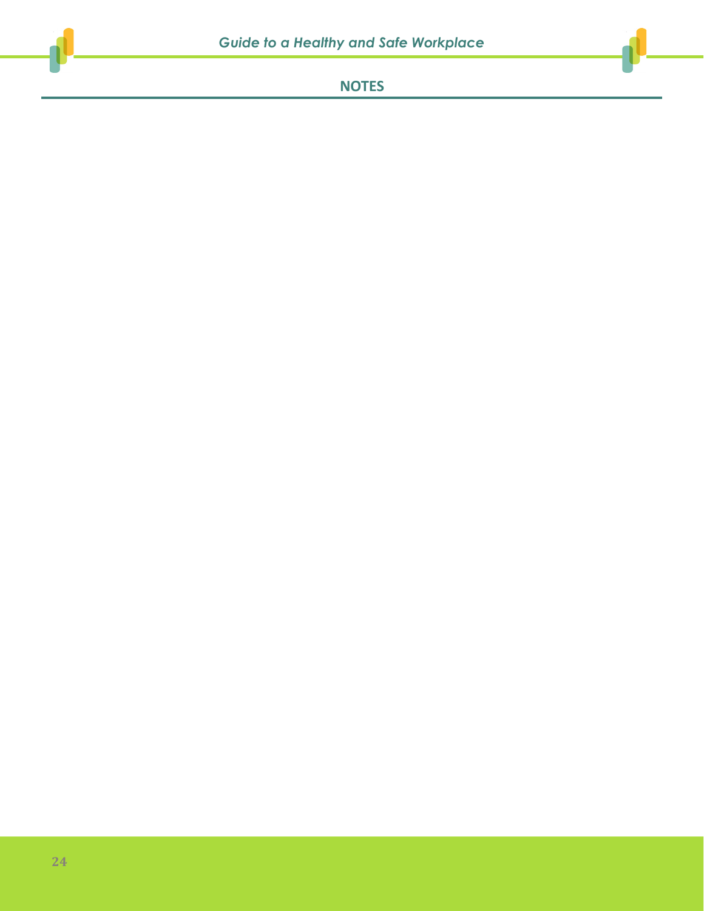## NOTES